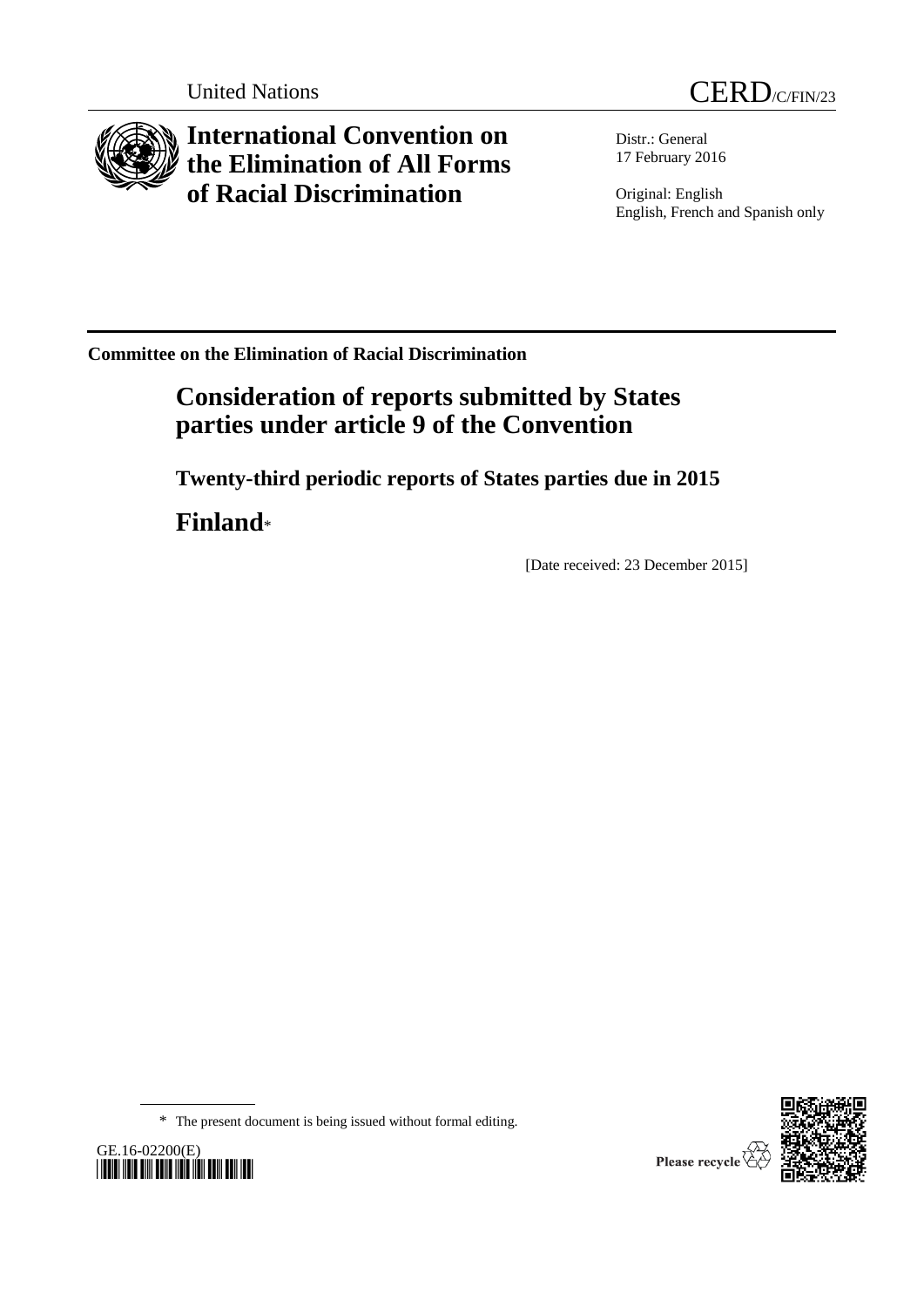United Nations

CERD/C/FIN/23

# International Convention on the Elimination of All Forms of Racial Discrimination

Distr.: General
17 February 2016

Original: English
English, French and Spanish only

**Committee on the Elimination of Racial Discrimination**

## Consideration of reports submitted by States parties under article 9 of the Convention

### Twenty-third periodic reports of States parties due in 2015

## Finland*

[Date received: 23 December 2015]

\* The present document is being issued without formal editing.

GE.16-02200(E)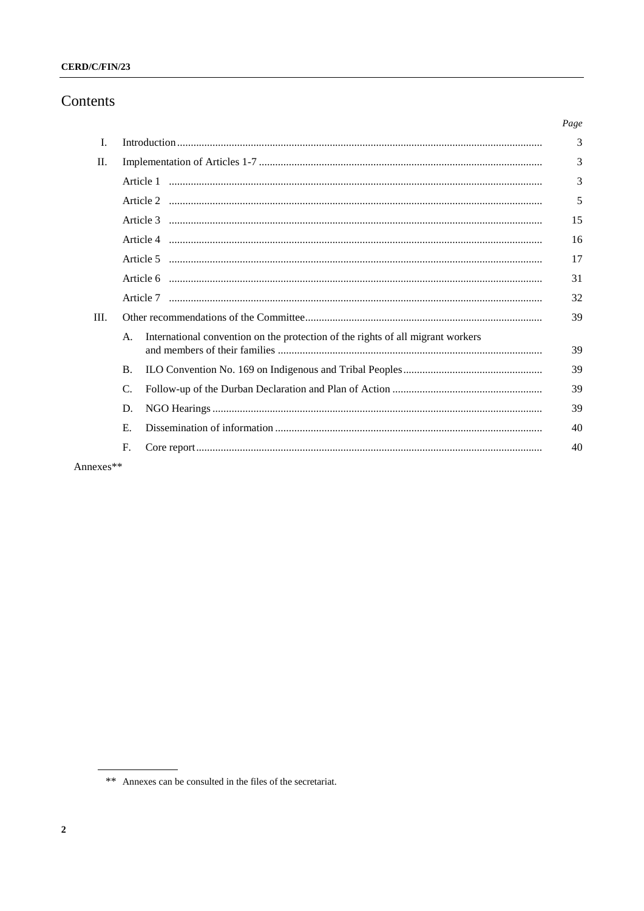# Contents

| | | Page |
|---|---|---|
| I. | Introduction | 3 |
| II. | Implementation of Articles 1-7 | 3 |
| | Article 1 | 3 |
| | Article 2 | 5 |
| | Article 3 | 15 |
| | Article 4 | 16 |
| | Article 5 | 17 |
| | Article 6 | 31 |
| | Article 7 | 32 |
| III. | Other recommendations of the Committee | 39 |
| | A. International convention on the protection of the rights of all migrant workers and members of their families | 39 |
| | B. ILO Convention No. 169 on Indigenous and Tribal Peoples | 39 |
| | C. Follow-up of the Durban Declaration and Plan of Action | 39 |
| | D. NGO Hearings | 39 |
| | E. Dissemination of information | 40 |
| | F. Core report | 40 |

Annexes**

** Annexes can be consulted in the files of the secretariat.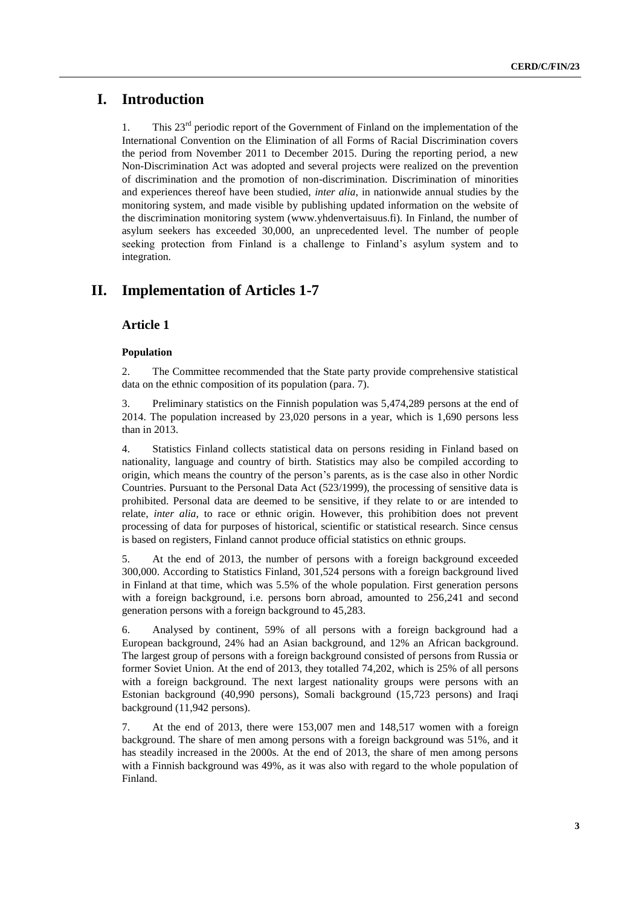# I. Introduction

1. This 23rd periodic report of the Government of Finland on the implementation of the International Convention on the Elimination of all Forms of Racial Discrimination covers the period from November 2011 to December 2015. During the reporting period, a new Non-Discrimination Act was adopted and several projects were realized on the prevention of discrimination and the promotion of non-discrimination. Discrimination of minorities and experiences thereof have been studied, *inter alia*, in nationwide annual studies by the monitoring system, and made visible by publishing updated information on the website of the discrimination monitoring system (www.yhdenvertaisuus.fi). In Finland, the number of asylum seekers has exceeded 30,000, an unprecedented level. The number of people seeking protection from Finland is a challenge to Finland's asylum system and to integration.

# II. Implementation of Articles 1-7

## Article 1

### Population

2. The Committee recommended that the State party provide comprehensive statistical data on the ethnic composition of its population (para. 7).

3. Preliminary statistics on the Finnish population was 5,474,289 persons at the end of 2014. The population increased by 23,020 persons in a year, which is 1,690 persons less than in 2013.

4. Statistics Finland collects statistical data on persons residing in Finland based on nationality, language and country of birth. Statistics may also be compiled according to origin, which means the country of the person's parents, as is the case also in other Nordic Countries. Pursuant to the Personal Data Act (523/1999), the processing of sensitive data is prohibited. Personal data are deemed to be sensitive, if they relate to or are intended to relate, *inter alia*, to race or ethnic origin. However, this prohibition does not prevent processing of data for purposes of historical, scientific or statistical research. Since census is based on registers, Finland cannot produce official statistics on ethnic groups.

5. At the end of 2013, the number of persons with a foreign background exceeded 300,000. According to Statistics Finland, 301,524 persons with a foreign background lived in Finland at that time, which was 5.5% of the whole population. First generation persons with a foreign background, i.e. persons born abroad, amounted to 256,241 and second generation persons with a foreign background to 45,283.

6. Analysed by continent, 59% of all persons with a foreign background had a European background, 24% had an Asian background, and 12% an African background. The largest group of persons with a foreign background consisted of persons from Russia or former Soviet Union. At the end of 2013, they totalled 74,202, which is 25% of all persons with a foreign background. The next largest nationality groups were persons with an Estonian background (40,990 persons), Somali background (15,723 persons) and Iraqi background (11,942 persons).

7. At the end of 2013, there were 153,007 men and 148,517 women with a foreign background. The share of men among persons with a foreign background was 51%, and it has steadily increased in the 2000s. At the end of 2013, the share of men among persons with a Finnish background was 49%, as it was also with regard to the whole population of Finland.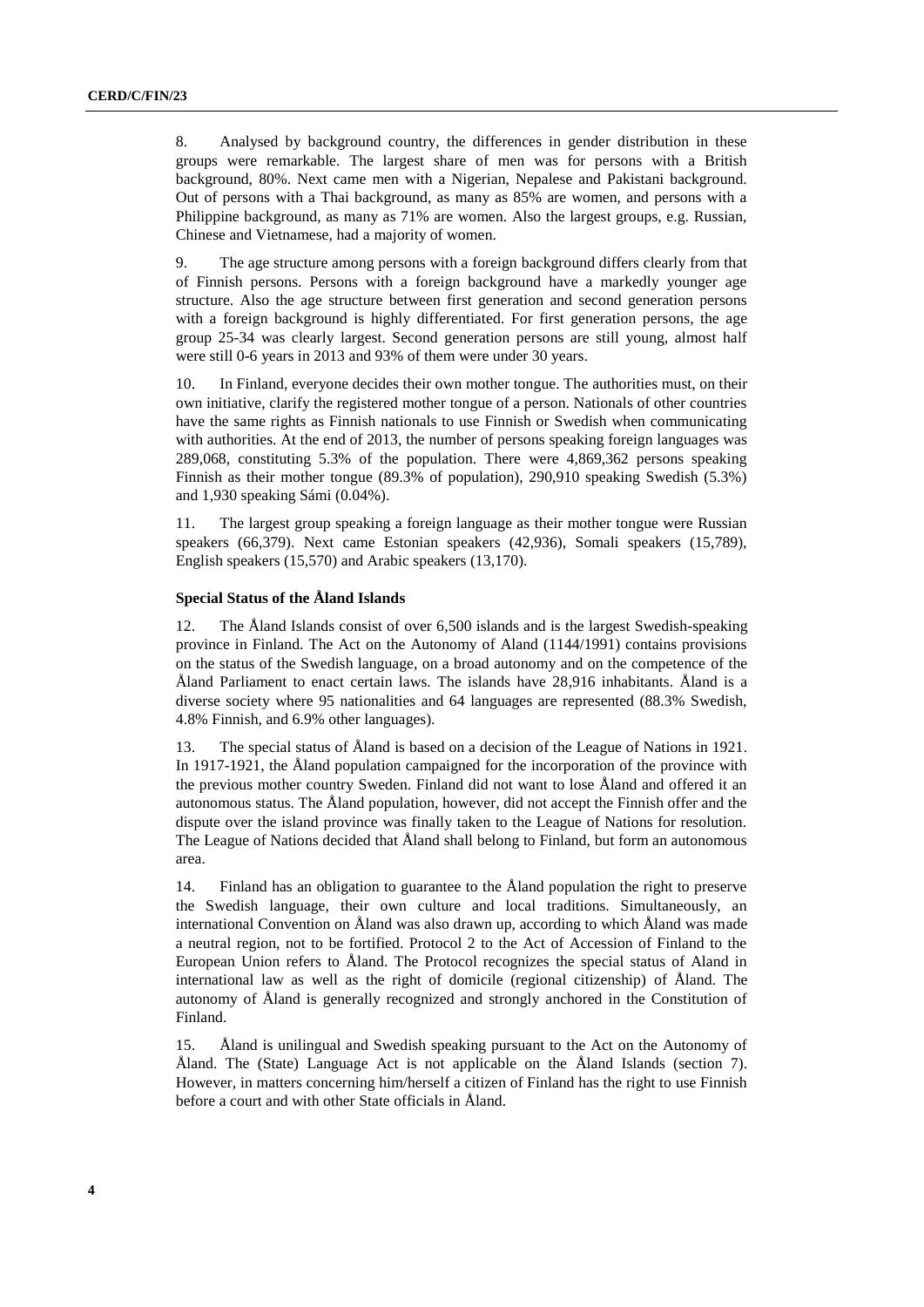8. Analysed by background country, the differences in gender distribution in these groups were remarkable. The largest share of men was for persons with a British background, 80%. Next came men with a Nigerian, Nepalese and Pakistani background. Out of persons with a Thai background, as many as 85% are women, and persons with a Philippine background, as many as 71% are women. Also the largest groups, e.g. Russian, Chinese and Vietnamese, had a majority of women.

9. The age structure among persons with a foreign background differs clearly from that of Finnish persons. Persons with a foreign background have a markedly younger age structure. Also the age structure between first generation and second generation persons with a foreign background is highly differentiated. For first generation persons, the age group 25-34 was clearly largest. Second generation persons are still young, almost half were still 0-6 years in 2013 and 93% of them were under 30 years.

10. In Finland, everyone decides their own mother tongue. The authorities must, on their own initiative, clarify the registered mother tongue of a person. Nationals of other countries have the same rights as Finnish nationals to use Finnish or Swedish when communicating with authorities. At the end of 2013, the number of persons speaking foreign languages was 289,068, constituting 5.3% of the population. There were 4,869,362 persons speaking Finnish as their mother tongue (89.3% of population), 290,910 speaking Swedish (5.3%) and 1,930 speaking Sámi (0.04%).

11. The largest group speaking a foreign language as their mother tongue were Russian speakers (66,379). Next came Estonian speakers (42,936), Somali speakers (15,789), English speakers (15,570) and Arabic speakers (13,170).

### Special Status of the Åland Islands

12. The Åland Islands consist of over 6,500 islands and is the largest Swedish-speaking province in Finland. The Act on the Autonomy of Aland (1144/1991) contains provisions on the status of the Swedish language, on a broad autonomy and on the competence of the Åland Parliament to enact certain laws. The islands have 28,916 inhabitants. Åland is a diverse society where 95 nationalities and 64 languages are represented (88.3% Swedish, 4.8% Finnish, and 6.9% other languages).

13. The special status of Åland is based on a decision of the League of Nations in 1921. In 1917-1921, the Åland population campaigned for the incorporation of the province with the previous mother country Sweden. Finland did not want to lose Åland and offered it an autonomous status. The Åland population, however, did not accept the Finnish offer and the dispute over the island province was finally taken to the League of Nations for resolution. The League of Nations decided that Åland shall belong to Finland, but form an autonomous area.

14. Finland has an obligation to guarantee to the Åland population the right to preserve the Swedish language, their own culture and local traditions. Simultaneously, an international Convention on Åland was also drawn up, according to which Åland was made a neutral region, not to be fortified. Protocol 2 to the Act of Accession of Finland to the European Union refers to Åland. The Protocol recognizes the special status of Aland in international law as well as the right of domicile (regional citizenship) of Åland. The autonomy of Åland is generally recognized and strongly anchored in the Constitution of Finland.

15. Åland is unilingual and Swedish speaking pursuant to the Act on the Autonomy of Åland. The (State) Language Act is not applicable on the Åland Islands (section 7). However, in matters concerning him/herself a citizen of Finland has the right to use Finnish before a court and with other State officials in Åland.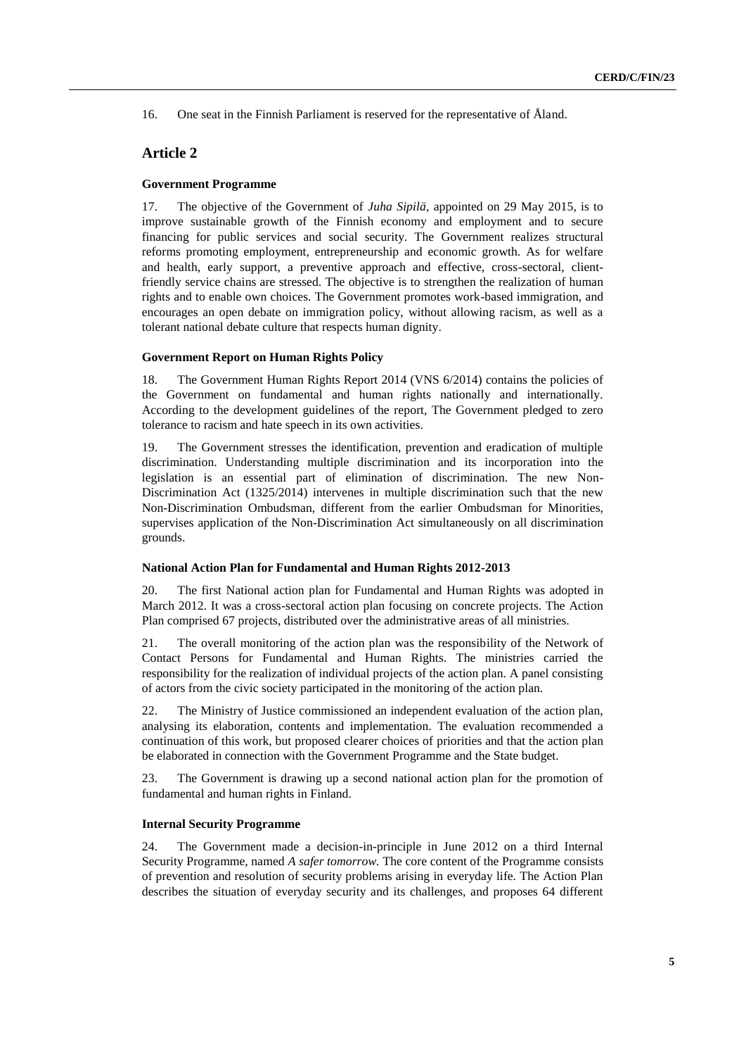16. One seat in the Finnish Parliament is reserved for the representative of Åland.

## Article 2

### Government Programme

17. The objective of the Government of *Juha Sipilä*, appointed on 29 May 2015, is to improve sustainable growth of the Finnish economy and employment and to secure financing for public services and social security. The Government realizes structural reforms promoting employment, entrepreneurship and economic growth. As for welfare and health, early support, a preventive approach and effective, cross-sectoral, client-friendly service chains are stressed. The objective is to strengthen the realization of human rights and to enable own choices. The Government promotes work-based immigration, and encourages an open debate on immigration policy, without allowing racism, as well as a tolerant national debate culture that respects human dignity.

### Government Report on Human Rights Policy

18. The Government Human Rights Report 2014 (VNS 6/2014) contains the policies of the Government on fundamental and human rights nationally and internationally. According to the development guidelines of the report, The Government pledged to zero tolerance to racism and hate speech in its own activities.

19. The Government stresses the identification, prevention and eradication of multiple discrimination. Understanding multiple discrimination and its incorporation into the legislation is an essential part of elimination of discrimination. The new Non-Discrimination Act (1325/2014) intervenes in multiple discrimination such that the new Non-Discrimination Ombudsman, different from the earlier Ombudsman for Minorities, supervises application of the Non-Discrimination Act simultaneously on all discrimination grounds.

### National Action Plan for Fundamental and Human Rights 2012-2013

20. The first National action plan for Fundamental and Human Rights was adopted in March 2012. It was a cross-sectoral action plan focusing on concrete projects. The Action Plan comprised 67 projects, distributed over the administrative areas of all ministries.

21. The overall monitoring of the action plan was the responsibility of the Network of Contact Persons for Fundamental and Human Rights. The ministries carried the responsibility for the realization of individual projects of the action plan. A panel consisting of actors from the civic society participated in the monitoring of the action plan.

22. The Ministry of Justice commissioned an independent evaluation of the action plan, analysing its elaboration, contents and implementation. The evaluation recommended a continuation of this work, but proposed clearer choices of priorities and that the action plan be elaborated in connection with the Government Programme and the State budget.

23. The Government is drawing up a second national action plan for the promotion of fundamental and human rights in Finland.

### Internal Security Programme

24. The Government made a decision-in-principle in June 2012 on a third Internal Security Programme, named *A safer tomorrow*. The core content of the Programme consists of prevention and resolution of security problems arising in everyday life. The Action Plan describes the situation of everyday security and its challenges, and proposes 64 different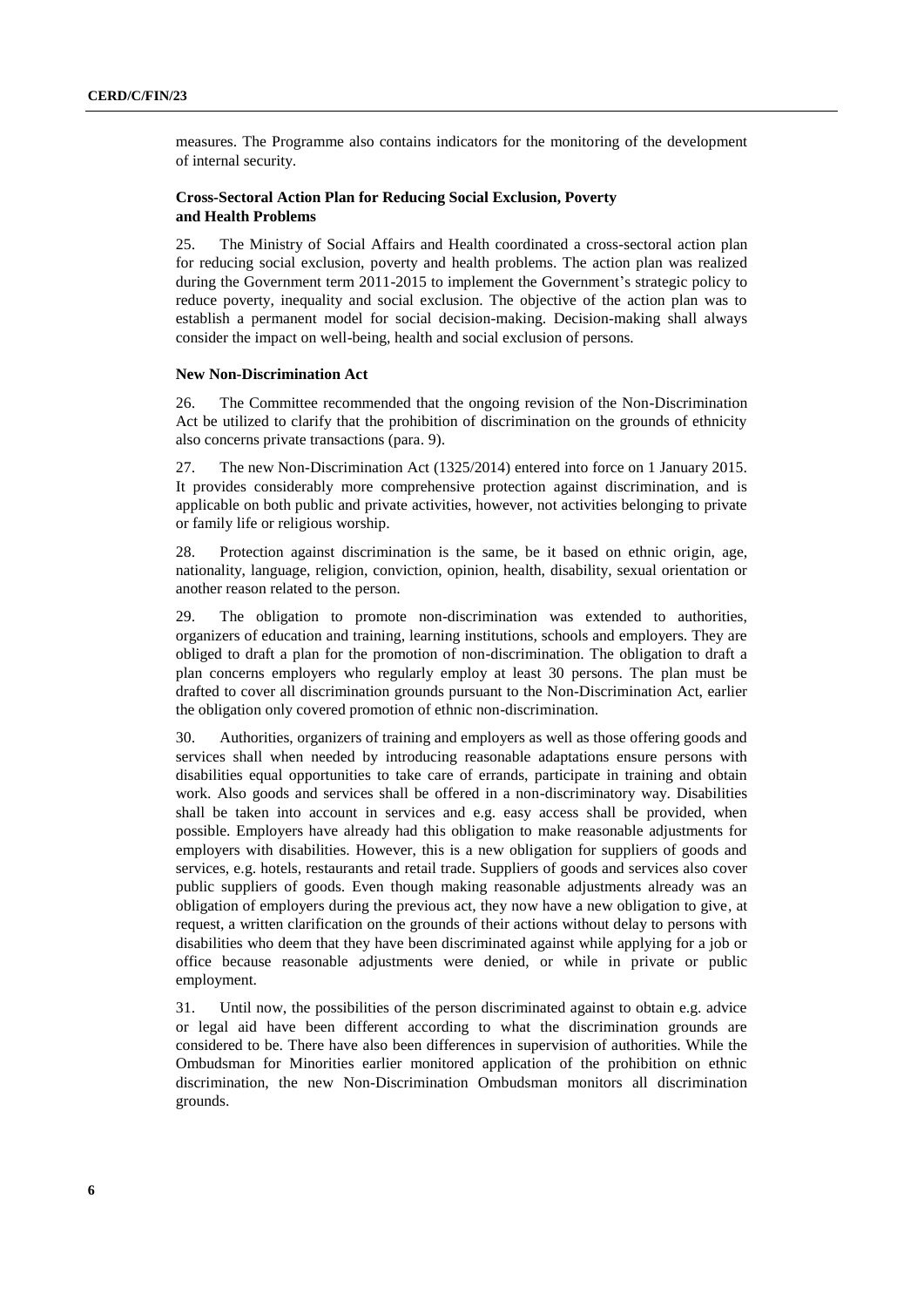measures. The Programme also contains indicators for the monitoring of the development of internal security.

### Cross-Sectoral Action Plan for Reducing Social Exclusion, Poverty and Health Problems

25. The Ministry of Social Affairs and Health coordinated a cross-sectoral action plan for reducing social exclusion, poverty and health problems. The action plan was realized during the Government term 2011-2015 to implement the Government's strategic policy to reduce poverty, inequality and social exclusion. The objective of the action plan was to establish a permanent model for social decision-making. Decision-making shall always consider the impact on well-being, health and social exclusion of persons.

### New Non-Discrimination Act

26. The Committee recommended that the ongoing revision of the Non-Discrimination Act be utilized to clarify that the prohibition of discrimination on the grounds of ethnicity also concerns private transactions (para. 9).

27. The new Non-Discrimination Act (1325/2014) entered into force on 1 January 2015. It provides considerably more comprehensive protection against discrimination, and is applicable on both public and private activities, however, not activities belonging to private or family life or religious worship.

28. Protection against discrimination is the same, be it based on ethnic origin, age, nationality, language, religion, conviction, opinion, health, disability, sexual orientation or another reason related to the person.

29. The obligation to promote non-discrimination was extended to authorities, organizers of education and training, learning institutions, schools and employers. They are obliged to draft a plan for the promotion of non-discrimination. The obligation to draft a plan concerns employers who regularly employ at least 30 persons. The plan must be drafted to cover all discrimination grounds pursuant to the Non-Discrimination Act, earlier the obligation only covered promotion of ethnic non-discrimination.

30. Authorities, organizers of training and employers as well as those offering goods and services shall when needed by introducing reasonable adaptations ensure persons with disabilities equal opportunities to take care of errands, participate in training and obtain work. Also goods and services shall be offered in a non-discriminatory way. Disabilities shall be taken into account in services and e.g. easy access shall be provided, when possible. Employers have already had this obligation to make reasonable adjustments for employers with disabilities. However, this is a new obligation for suppliers of goods and services, e.g. hotels, restaurants and retail trade. Suppliers of goods and services also cover public suppliers of goods. Even though making reasonable adjustments already was an obligation of employers during the previous act, they now have a new obligation to give, at request, a written clarification on the grounds of their actions without delay to persons with disabilities who deem that they have been discriminated against while applying for a job or office because reasonable adjustments were denied, or while in private or public employment.

31. Until now, the possibilities of the person discriminated against to obtain e.g. advice or legal aid have been different according to what the discrimination grounds are considered to be. There have also been differences in supervision of authorities. While the Ombudsman for Minorities earlier monitored application of the prohibition on ethnic discrimination, the new Non-Discrimination Ombudsman monitors all discrimination grounds.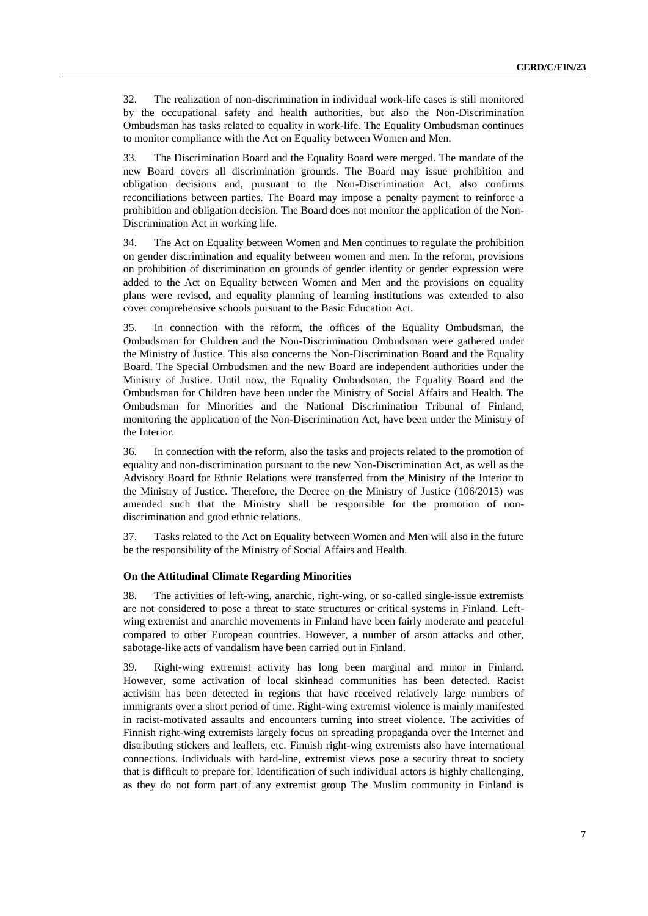32. The realization of non-discrimination in individual work-life cases is still monitored by the occupational safety and health authorities, but also the Non-Discrimination Ombudsman has tasks related to equality in work-life. The Equality Ombudsman continues to monitor compliance with the Act on Equality between Women and Men.

33. The Discrimination Board and the Equality Board were merged. The mandate of the new Board covers all discrimination grounds. The Board may issue prohibition and obligation decisions and, pursuant to the Non-Discrimination Act, also confirms reconciliations between parties. The Board may impose a penalty payment to reinforce a prohibition and obligation decision. The Board does not monitor the application of the Non-Discrimination Act in working life.

34. The Act on Equality between Women and Men continues to regulate the prohibition on gender discrimination and equality between women and men. In the reform, provisions on prohibition of discrimination on grounds of gender identity or gender expression were added to the Act on Equality between Women and Men and the provisions on equality plans were revised, and equality planning of learning institutions was extended to also cover comprehensive schools pursuant to the Basic Education Act.

35. In connection with the reform, the offices of the Equality Ombudsman, the Ombudsman for Children and the Non-Discrimination Ombudsman were gathered under the Ministry of Justice. This also concerns the Non-Discrimination Board and the Equality Board. The Special Ombudsmen and the new Board are independent authorities under the Ministry of Justice. Until now, the Equality Ombudsman, the Equality Board and the Ombudsman for Children have been under the Ministry of Social Affairs and Health. The Ombudsman for Minorities and the National Discrimination Tribunal of Finland, monitoring the application of the Non-Discrimination Act, have been under the Ministry of the Interior.

36. In connection with the reform, also the tasks and projects related to the promotion of equality and non-discrimination pursuant to the new Non-Discrimination Act, as well as the Advisory Board for Ethnic Relations were transferred from the Ministry of the Interior to the Ministry of Justice. Therefore, the Decree on the Ministry of Justice (106/2015) was amended such that the Ministry shall be responsible for the promotion of non-discrimination and good ethnic relations.

37. Tasks related to the Act on Equality between Women and Men will also in the future be the responsibility of the Ministry of Social Affairs and Health.

### On the Attitudinal Climate Regarding Minorities

38. The activities of left-wing, anarchic, right-wing, or so-called single-issue extremists are not considered to pose a threat to state structures or critical systems in Finland. Left-wing extremist and anarchic movements in Finland have been fairly moderate and peaceful compared to other European countries. However, a number of arson attacks and other, sabotage-like acts of vandalism have been carried out in Finland.

39. Right-wing extremist activity has long been marginal and minor in Finland. However, some activation of local skinhead communities has been detected. Racist activism has been detected in regions that have received relatively large numbers of immigrants over a short period of time. Right-wing extremist violence is mainly manifested in racist-motivated assaults and encounters turning into street violence. The activities of Finnish right-wing extremists largely focus on spreading propaganda over the Internet and distributing stickers and leaflets, etc. Finnish right-wing extremists also have international connections. Individuals with hard-line, extremist views pose a security threat to society that is difficult to prepare for. Identification of such individual actors is highly challenging, as they do not form part of any extremist group The Muslim community in Finland is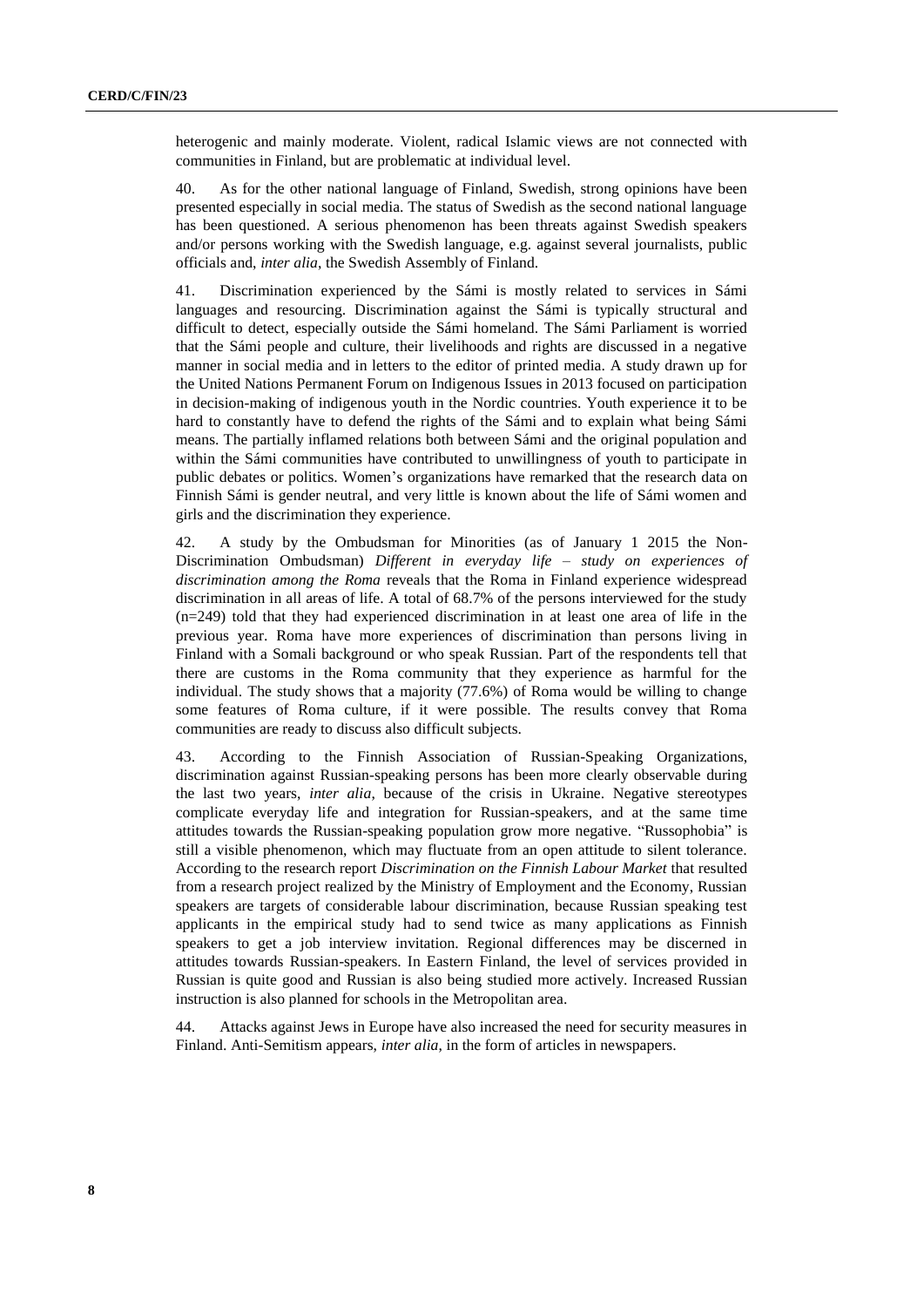heterogenic and mainly moderate. Violent, radical Islamic views are not connected with communities in Finland, but are problematic at individual level.

40. As for the other national language of Finland, Swedish, strong opinions have been presented especially in social media. The status of Swedish as the second national language has been questioned. A serious phenomenon has been threats against Swedish speakers and/or persons working with the Swedish language, e.g. against several journalists, public officials and, *inter alia*, the Swedish Assembly of Finland.

41. Discrimination experienced by the Sámi is mostly related to services in Sámi languages and resourcing. Discrimination against the Sámi is typically structural and difficult to detect, especially outside the Sámi homeland. The Sámi Parliament is worried that the Sámi people and culture, their livelihoods and rights are discussed in a negative manner in social media and in letters to the editor of printed media. A study drawn up for the United Nations Permanent Forum on Indigenous Issues in 2013 focused on participation in decision-making of indigenous youth in the Nordic countries. Youth experience it to be hard to constantly have to defend the rights of the Sámi and to explain what being Sámi means. The partially inflamed relations both between Sámi and the original population and within the Sámi communities have contributed to unwillingness of youth to participate in public debates or politics. Women's organizations have remarked that the research data on Finnish Sámi is gender neutral, and very little is known about the life of Sámi women and girls and the discrimination they experience.

42. A study by the Ombudsman for Minorities (as of January 1 2015 the Non-Discrimination Ombudsman) *Different in everyday life – study on experiences of discrimination among the Roma* reveals that the Roma in Finland experience widespread discrimination in all areas of life. A total of 68.7% of the persons interviewed for the study (n=249) told that they had experienced discrimination in at least one area of life in the previous year. Roma have more experiences of discrimination than persons living in Finland with a Somali background or who speak Russian. Part of the respondents tell that there are customs in the Roma community that they experience as harmful for the individual. The study shows that a majority (77.6%) of Roma would be willing to change some features of Roma culture, if it were possible. The results convey that Roma communities are ready to discuss also difficult subjects.

43. According to the Finnish Association of Russian-Speaking Organizations, discrimination against Russian-speaking persons has been more clearly observable during the last two years, *inter alia*, because of the crisis in Ukraine. Negative stereotypes complicate everyday life and integration for Russian-speakers, and at the same time attitudes towards the Russian-speaking population grow more negative. "Russophobia" is still a visible phenomenon, which may fluctuate from an open attitude to silent tolerance. According to the research report *Discrimination on the Finnish Labour Market* that resulted from a research project realized by the Ministry of Employment and the Economy, Russian speakers are targets of considerable labour discrimination, because Russian speaking test applicants in the empirical study had to send twice as many applications as Finnish speakers to get a job interview invitation. Regional differences may be discerned in attitudes towards Russian-speakers. In Eastern Finland, the level of services provided in Russian is quite good and Russian is also being studied more actively. Increased Russian instruction is also planned for schools in the Metropolitan area.

44. Attacks against Jews in Europe have also increased the need for security measures in Finland. Anti-Semitism appears, *inter alia*, in the form of articles in newspapers.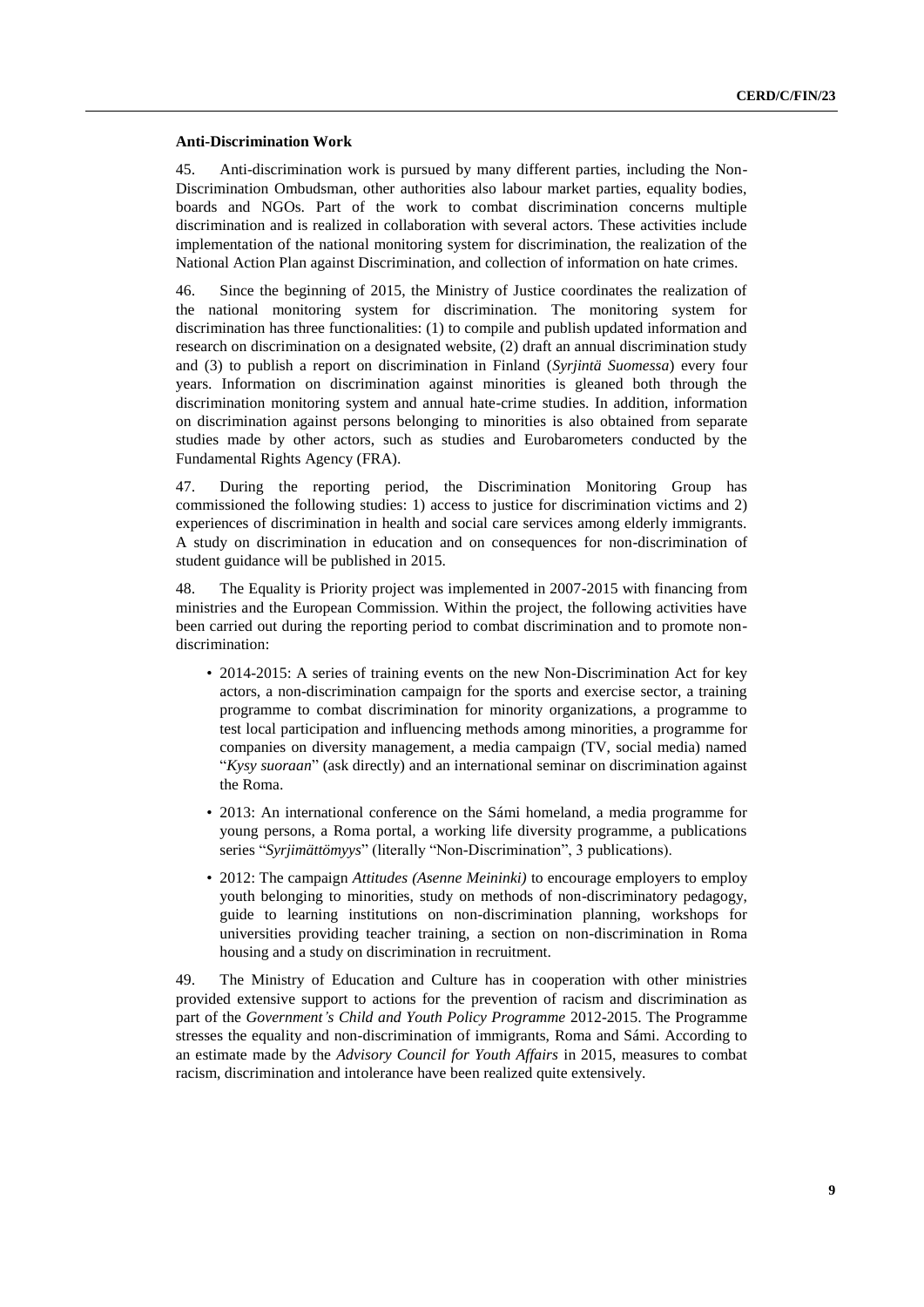**Anti-Discrimination Work**

45. Anti-discrimination work is pursued by many different parties, including the Non-Discrimination Ombudsman, other authorities also labour market parties, equality bodies, boards and NGOs. Part of the work to combat discrimination concerns multiple discrimination and is realized in collaboration with several actors. These activities include implementation of the national monitoring system for discrimination, the realization of the National Action Plan against Discrimination, and collection of information on hate crimes.

46. Since the beginning of 2015, the Ministry of Justice coordinates the realization of the national monitoring system for discrimination. The monitoring system for discrimination has three functionalities: (1) to compile and publish updated information and research on discrimination on a designated website, (2) draft an annual discrimination study and (3) to publish a report on discrimination in Finland (*Syrjintä Suomessa*) every four years. Information on discrimination against minorities is gleaned both through the discrimination monitoring system and annual hate-crime studies. In addition, information on discrimination against persons belonging to minorities is also obtained from separate studies made by other actors, such as studies and Eurobarometers conducted by the Fundamental Rights Agency (FRA).

47. During the reporting period, the Discrimination Monitoring Group has commissioned the following studies: 1) access to justice for discrimination victims and 2) experiences of discrimination in health and social care services among elderly immigrants. A study on discrimination in education and on consequences for non-discrimination of student guidance will be published in 2015.

48. The Equality is Priority project was implemented in 2007-2015 with financing from ministries and the European Commission. Within the project, the following activities have been carried out during the reporting period to combat discrimination and to promote non-discrimination:

- 2014-2015: A series of training events on the new Non-Discrimination Act for key actors, a non-discrimination campaign for the sports and exercise sector, a training programme to combat discrimination for minority organizations, a programme to test local participation and influencing methods among minorities, a programme for companies on diversity management, a media campaign (TV, social media) named "*Kysy suoraan*" (ask directly) and an international seminar on discrimination against the Roma.
- 2013: An international conference on the Sámi homeland, a media programme for young persons, a Roma portal, a working life diversity programme, a publications series "*Syrjimättömyys*" (literally "Non-Discrimination", 3 publications).
- 2012: The campaign *Attitudes (Asenne Meininki)* to encourage employers to employ youth belonging to minorities, study on methods of non-discriminatory pedagogy, guide to learning institutions on non-discrimination planning, workshops for universities providing teacher training, a section on non-discrimination in Roma housing and a study on discrimination in recruitment.

49. The Ministry of Education and Culture has in cooperation with other ministries provided extensive support to actions for the prevention of racism and discrimination as part of the *Government's Child and Youth Policy Programme* 2012-2015. The Programme stresses the equality and non-discrimination of immigrants, Roma and Sámi. According to an estimate made by the *Advisory Council for Youth Affairs* in 2015, measures to combat racism, discrimination and intolerance have been realized quite extensively.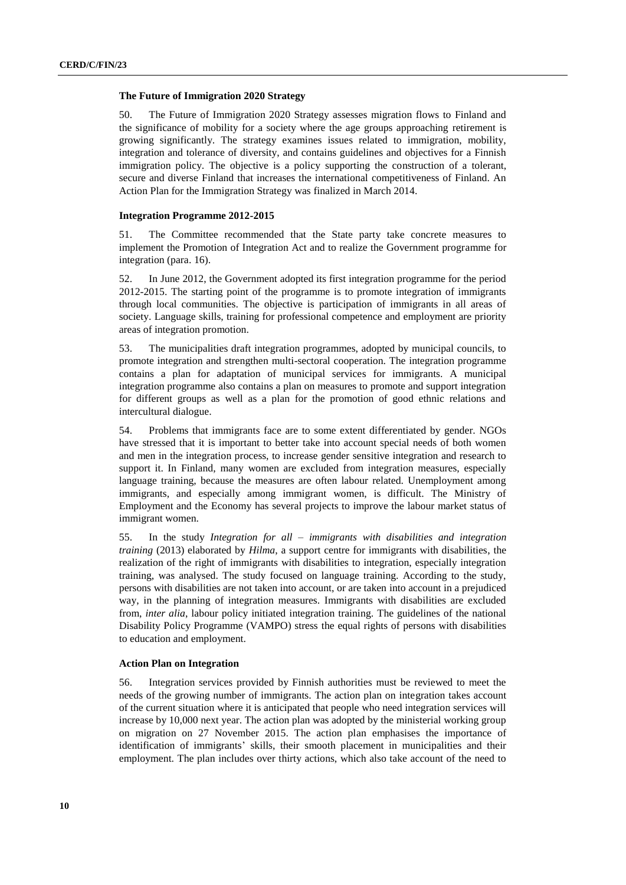### The Future of Immigration 2020 Strategy

50. The Future of Immigration 2020 Strategy assesses migration flows to Finland and the significance of mobility for a society where the age groups approaching retirement is growing significantly. The strategy examines issues related to immigration, mobility, integration and tolerance of diversity, and contains guidelines and objectives for a Finnish immigration policy. The objective is a policy supporting the construction of a tolerant, secure and diverse Finland that increases the international competitiveness of Finland. An Action Plan for the Immigration Strategy was finalized in March 2014.

### Integration Programme 2012-2015

51. The Committee recommended that the State party take concrete measures to implement the Promotion of Integration Act and to realize the Government programme for integration (para. 16).

52. In June 2012, the Government adopted its first integration programme for the period 2012-2015. The starting point of the programme is to promote integration of immigrants through local communities. The objective is participation of immigrants in all areas of society. Language skills, training for professional competence and employment are priority areas of integration promotion.

53. The municipalities draft integration programmes, adopted by municipal councils, to promote integration and strengthen multi-sectoral cooperation. The integration programme contains a plan for adaptation of municipal services for immigrants. A municipal integration programme also contains a plan on measures to promote and support integration for different groups as well as a plan for the promotion of good ethnic relations and intercultural dialogue.

54. Problems that immigrants face are to some extent differentiated by gender. NGOs have stressed that it is important to better take into account special needs of both women and men in the integration process, to increase gender sensitive integration and research to support it. In Finland, many women are excluded from integration measures, especially language training, because the measures are often labour related. Unemployment among immigrants, and especially among immigrant women, is difficult. The Ministry of Employment and the Economy has several projects to improve the labour market status of immigrant women.

55. In the study *Integration for all – immigrants with disabilities and integration training* (2013) elaborated by *Hilma*, a support centre for immigrants with disabilities, the realization of the right of immigrants with disabilities to integration, especially integration training, was analysed. The study focused on language training. According to the study, persons with disabilities are not taken into account, or are taken into account in a prejudiced way, in the planning of integration measures. Immigrants with disabilities are excluded from, *inter alia*, labour policy initiated integration training. The guidelines of the national Disability Policy Programme (VAMPO) stress the equal rights of persons with disabilities to education and employment.

### Action Plan on Integration

56. Integration services provided by Finnish authorities must be reviewed to meet the needs of the growing number of immigrants. The action plan on integration takes account of the current situation where it is anticipated that people who need integration services will increase by 10,000 next year. The action plan was adopted by the ministerial working group on migration on 27 November 2015. The action plan emphasises the importance of identification of immigrants' skills, their smooth placement in municipalities and their employment. The plan includes over thirty actions, which also take account of the need to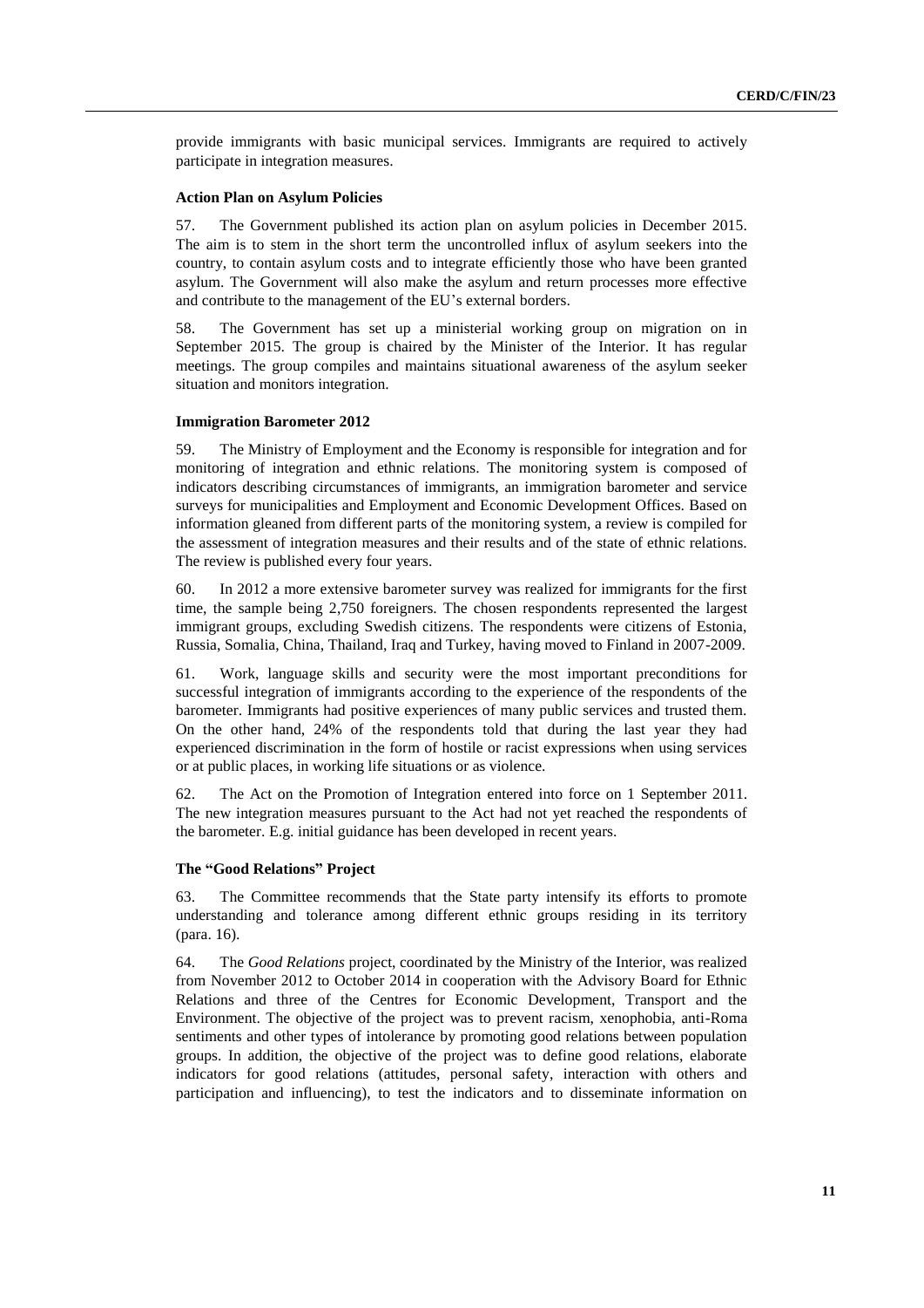provide immigrants with basic municipal services. Immigrants are required to actively participate in integration measures.

### Action Plan on Asylum Policies

57. The Government published its action plan on asylum policies in December 2015. The aim is to stem in the short term the uncontrolled influx of asylum seekers into the country, to contain asylum costs and to integrate efficiently those who have been granted asylum. The Government will also make the asylum and return processes more effective and contribute to the management of the EU's external borders.

58. The Government has set up a ministerial working group on migration on in September 2015. The group is chaired by the Minister of the Interior. It has regular meetings. The group compiles and maintains situational awareness of the asylum seeker situation and monitors integration.

### Immigration Barometer 2012

59. The Ministry of Employment and the Economy is responsible for integration and for monitoring of integration and ethnic relations. The monitoring system is composed of indicators describing circumstances of immigrants, an immigration barometer and service surveys for municipalities and Employment and Economic Development Offices. Based on information gleaned from different parts of the monitoring system, a review is compiled for the assessment of integration measures and their results and of the state of ethnic relations. The review is published every four years.

60. In 2012 a more extensive barometer survey was realized for immigrants for the first time, the sample being 2,750 foreigners. The chosen respondents represented the largest immigrant groups, excluding Swedish citizens. The respondents were citizens of Estonia, Russia, Somalia, China, Thailand, Iraq and Turkey, having moved to Finland in 2007-2009.

61. Work, language skills and security were the most important preconditions for successful integration of immigrants according to the experience of the respondents of the barometer. Immigrants had positive experiences of many public services and trusted them. On the other hand, 24% of the respondents told that during the last year they had experienced discrimination in the form of hostile or racist expressions when using services or at public places, in working life situations or as violence.

62. The Act on the Promotion of Integration entered into force on 1 September 2011. The new integration measures pursuant to the Act had not yet reached the respondents of the barometer. E.g. initial guidance has been developed in recent years.

### The "Good Relations" Project

63. The Committee recommends that the State party intensify its efforts to promote understanding and tolerance among different ethnic groups residing in its territory (para. 16).

64. The *Good Relations* project, coordinated by the Ministry of the Interior, was realized from November 2012 to October 2014 in cooperation with the Advisory Board for Ethnic Relations and three of the Centres for Economic Development, Transport and the Environment. The objective of the project was to prevent racism, xenophobia, anti-Roma sentiments and other types of intolerance by promoting good relations between population groups. In addition, the objective of the project was to define good relations, elaborate indicators for good relations (attitudes, personal safety, interaction with others and participation and influencing), to test the indicators and to disseminate information on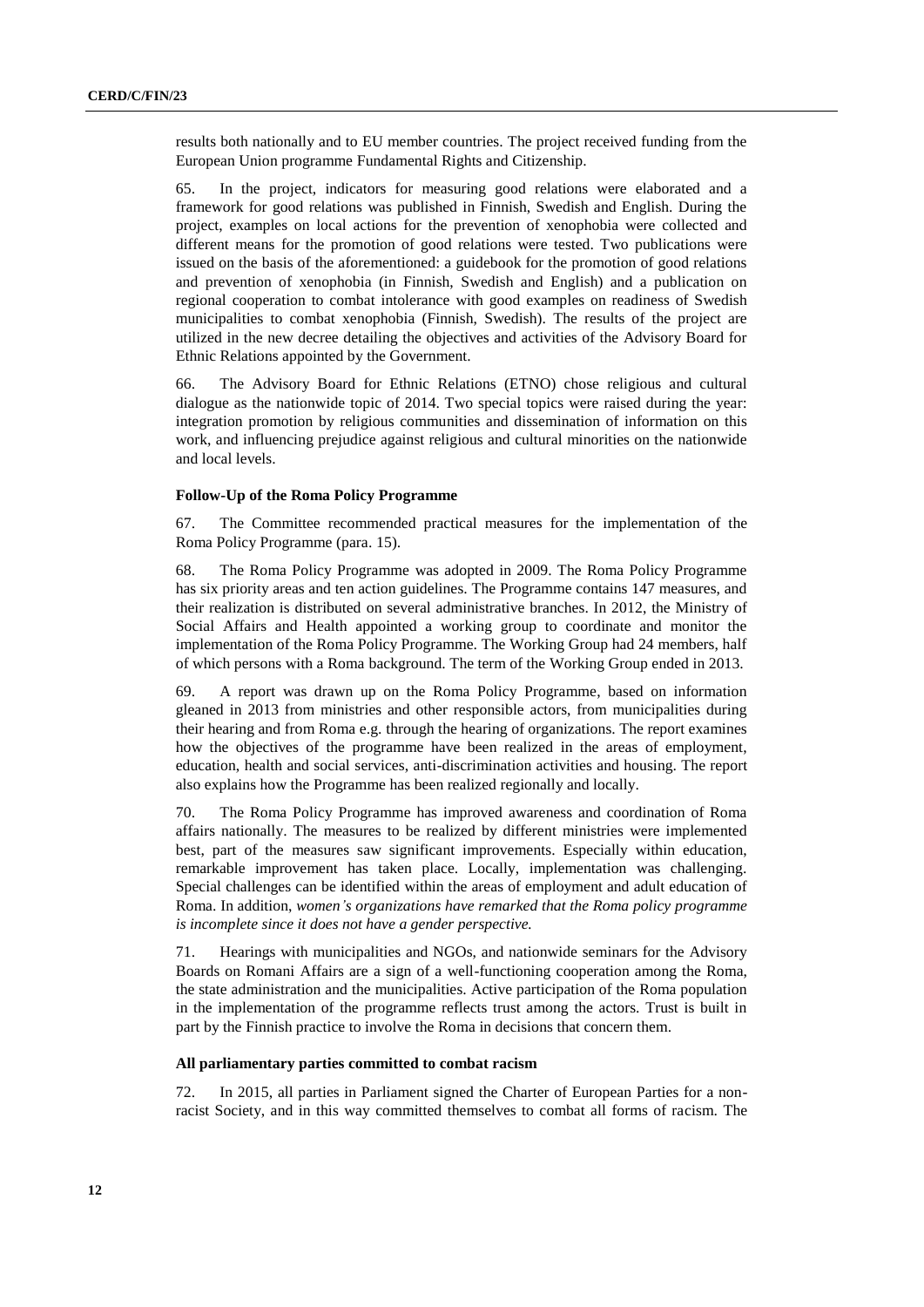results both nationally and to EU member countries. The project received funding from the European Union programme Fundamental Rights and Citizenship.

65. In the project, indicators for measuring good relations were elaborated and a framework for good relations was published in Finnish, Swedish and English. During the project, examples on local actions for the prevention of xenophobia were collected and different means for the promotion of good relations were tested. Two publications were issued on the basis of the aforementioned: a guidebook for the promotion of good relations and prevention of xenophobia (in Finnish, Swedish and English) and a publication on regional cooperation to combat intolerance with good examples on readiness of Swedish municipalities to combat xenophobia (Finnish, Swedish). The results of the project are utilized in the new decree detailing the objectives and activities of the Advisory Board for Ethnic Relations appointed by the Government.

66. The Advisory Board for Ethnic Relations (ETNO) chose religious and cultural dialogue as the nationwide topic of 2014. Two special topics were raised during the year: integration promotion by religious communities and dissemination of information on this work, and influencing prejudice against religious and cultural minorities on the nationwide and local levels.

**Follow-Up of the Roma Policy Programme**

67. The Committee recommended practical measures for the implementation of the Roma Policy Programme (para. 15).

68. The Roma Policy Programme was adopted in 2009. The Roma Policy Programme has six priority areas and ten action guidelines. The Programme contains 147 measures, and their realization is distributed on several administrative branches. In 2012, the Ministry of Social Affairs and Health appointed a working group to coordinate and monitor the implementation of the Roma Policy Programme. The Working Group had 24 members, half of which persons with a Roma background. The term of the Working Group ended in 2013.

69. A report was drawn up on the Roma Policy Programme, based on information gleaned in 2013 from ministries and other responsible actors, from municipalities during their hearing and from Roma e.g. through the hearing of organizations. The report examines how the objectives of the programme have been realized in the areas of employment, education, health and social services, anti-discrimination activities and housing. The report also explains how the Programme has been realized regionally and locally.

70. The Roma Policy Programme has improved awareness and coordination of Roma affairs nationally. The measures to be realized by different ministries were implemented best, part of the measures saw significant improvements. Especially within education, remarkable improvement has taken place. Locally, implementation was challenging. Special challenges can be identified within the areas of employment and adult education of Roma. In addition, *women's organizations have remarked that the Roma policy programme is incomplete since it does not have a gender perspective.*

71. Hearings with municipalities and NGOs, and nationwide seminars for the Advisory Boards on Romani Affairs are a sign of a well-functioning cooperation among the Roma, the state administration and the municipalities. Active participation of the Roma population in the implementation of the programme reflects trust among the actors. Trust is built in part by the Finnish practice to involve the Roma in decisions that concern them.

**All parliamentary parties committed to combat racism**

72. In 2015, all parties in Parliament signed the Charter of European Parties for a non-racist Society, and in this way committed themselves to combat all forms of racism. The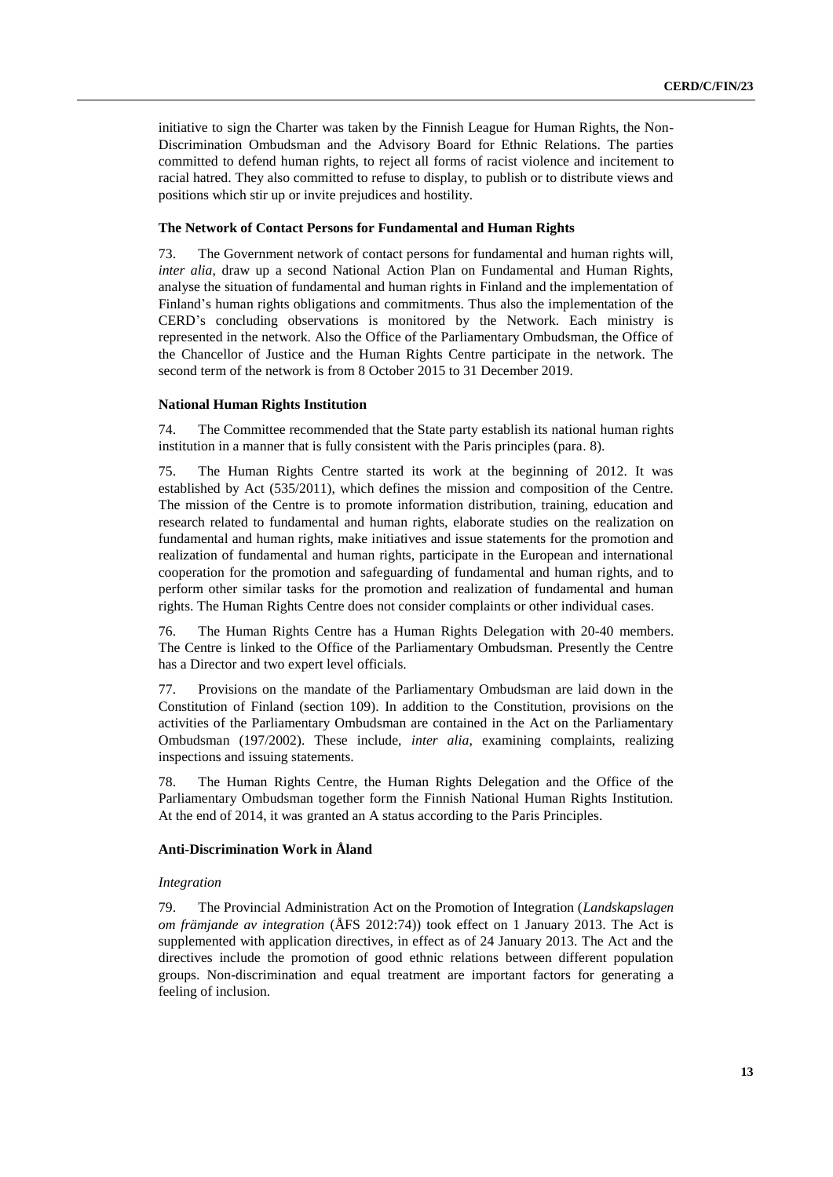initiative to sign the Charter was taken by the Finnish League for Human Rights, the Non-Discrimination Ombudsman and the Advisory Board for Ethnic Relations. The parties committed to defend human rights, to reject all forms of racist violence and incitement to racial hatred. They also committed to refuse to display, to publish or to distribute views and positions which stir up or invite prejudices and hostility.

#### The Network of Contact Persons for Fundamental and Human Rights

73. The Government network of contact persons for fundamental and human rights will, *inter alia,* draw up a second National Action Plan on Fundamental and Human Rights, analyse the situation of fundamental and human rights in Finland and the implementation of Finland's human rights obligations and commitments. Thus also the implementation of the CERD's concluding observations is monitored by the Network. Each ministry is represented in the network. Also the Office of the Parliamentary Ombudsman, the Office of the Chancellor of Justice and the Human Rights Centre participate in the network. The second term of the network is from 8 October 2015 to 31 December 2019.

#### National Human Rights Institution

74. The Committee recommended that the State party establish its national human rights institution in a manner that is fully consistent with the Paris principles (para. 8).

75. The Human Rights Centre started its work at the beginning of 2012. It was established by Act (535/2011), which defines the mission and composition of the Centre. The mission of the Centre is to promote information distribution, training, education and research related to fundamental and human rights, elaborate studies on the realization on fundamental and human rights, make initiatives and issue statements for the promotion and realization of fundamental and human rights, participate in the European and international cooperation for the promotion and safeguarding of fundamental and human rights, and to perform other similar tasks for the promotion and realization of fundamental and human rights. The Human Rights Centre does not consider complaints or other individual cases.

76. The Human Rights Centre has a Human Rights Delegation with 20-40 members. The Centre is linked to the Office of the Parliamentary Ombudsman. Presently the Centre has a Director and two expert level officials.

77. Provisions on the mandate of the Parliamentary Ombudsman are laid down in the Constitution of Finland (section 109). In addition to the Constitution, provisions on the activities of the Parliamentary Ombudsman are contained in the Act on the Parliamentary Ombudsman (197/2002). These include, *inter alia,* examining complaints, realizing inspections and issuing statements.

78. The Human Rights Centre, the Human Rights Delegation and the Office of the Parliamentary Ombudsman together form the Finnish National Human Rights Institution. At the end of 2014, it was granted an A status according to the Paris Principles.

#### Anti-Discrimination Work in Åland

*Integration*

79. The Provincial Administration Act on the Promotion of Integration (*Landskapslagen om främjande av integration* (ÅFS 2012:74)) took effect on 1 January 2013. The Act is supplemented with application directives, in effect as of 24 January 2013. The Act and the directives include the promotion of good ethnic relations between different population groups. Non-discrimination and equal treatment are important factors for generating a feeling of inclusion.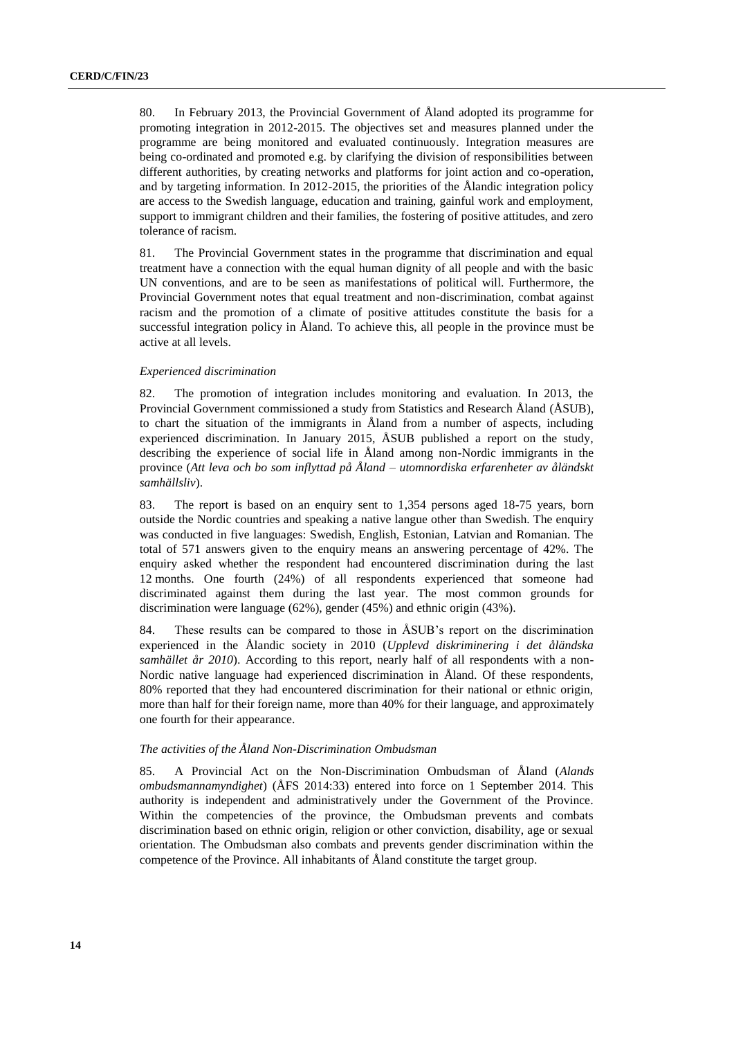80. In February 2013, the Provincial Government of Åland adopted its programme for promoting integration in 2012-2015. The objectives set and measures planned under the programme are being monitored and evaluated continuously. Integration measures are being co-ordinated and promoted e.g. by clarifying the division of responsibilities between different authorities, by creating networks and platforms for joint action and co-operation, and by targeting information. In 2012-2015, the priorities of the Ålandic integration policy are access to the Swedish language, education and training, gainful work and employment, support to immigrant children and their families, the fostering of positive attitudes, and zero tolerance of racism.

81. The Provincial Government states in the programme that discrimination and equal treatment have a connection with the equal human dignity of all people and with the basic UN conventions, and are to be seen as manifestations of political will. Furthermore, the Provincial Government notes that equal treatment and non-discrimination, combat against racism and the promotion of a climate of positive attitudes constitute the basis for a successful integration policy in Åland. To achieve this, all people in the province must be active at all levels.

*Experienced discrimination*

82. The promotion of integration includes monitoring and evaluation. In 2013, the Provincial Government commissioned a study from Statistics and Research Åland (ÅSUB), to chart the situation of the immigrants in Åland from a number of aspects, including experienced discrimination. In January 2015, ÅSUB published a report on the study, describing the experience of social life in Åland among non-Nordic immigrants in the province (*Att leva och bo som inflyttad på Åland – utomnordiska erfarenheter av åländskt samhällsliv*).

83. The report is based on an enquiry sent to 1,354 persons aged 18-75 years, born outside the Nordic countries and speaking a native langue other than Swedish. The enquiry was conducted in five languages: Swedish, English, Estonian, Latvian and Romanian. The total of 571 answers given to the enquiry means an answering percentage of 42%. The enquiry asked whether the respondent had encountered discrimination during the last 12 months. One fourth (24%) of all respondents experienced that someone had discriminated against them during the last year. The most common grounds for discrimination were language (62%), gender (45%) and ethnic origin (43%).

84. These results can be compared to those in ÅSUB's report on the discrimination experienced in the Ålandic society in 2010 (*Upplevd diskriminering i det åländska samhället år 2010*). According to this report, nearly half of all respondents with a non-Nordic native language had experienced discrimination in Åland. Of these respondents, 80% reported that they had encountered discrimination for their national or ethnic origin, more than half for their foreign name, more than 40% for their language, and approximately one fourth for their appearance.

*The activities of the Åland Non-Discrimination Ombudsman*

85. A Provincial Act on the Non-Discrimination Ombudsman of Åland (*Alands ombudsmannamyndighet*) (ÅFS 2014:33) entered into force on 1 September 2014. This authority is independent and administratively under the Government of the Province. Within the competencies of the province, the Ombudsman prevents and combats discrimination based on ethnic origin, religion or other conviction, disability, age or sexual orientation. The Ombudsman also combats and prevents gender discrimination within the competence of the Province. All inhabitants of Åland constitute the target group.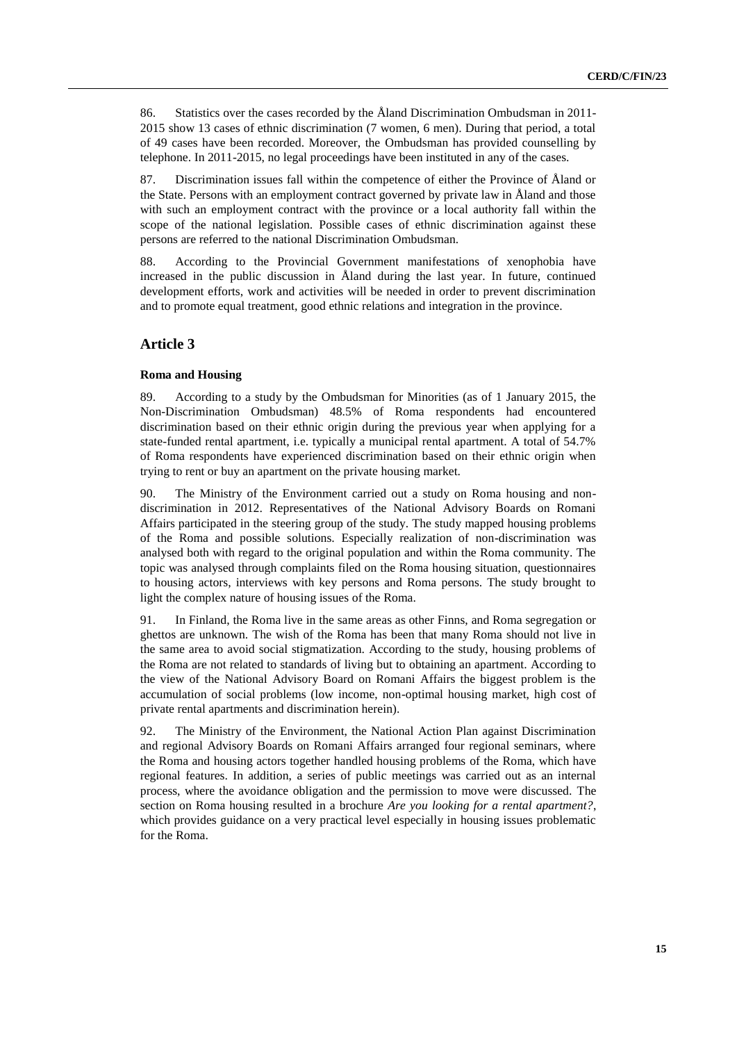86. Statistics over the cases recorded by the Åland Discrimination Ombudsman in 2011-2015 show 13 cases of ethnic discrimination (7 women, 6 men). During that period, a total of 49 cases have been recorded. Moreover, the Ombudsman has provided counselling by telephone. In 2011-2015, no legal proceedings have been instituted in any of the cases.

87. Discrimination issues fall within the competence of either the Province of Åland or the State. Persons with an employment contract governed by private law in Åland and those with such an employment contract with the province or a local authority fall within the scope of the national legislation. Possible cases of ethnic discrimination against these persons are referred to the national Discrimination Ombudsman.

88. According to the Provincial Government manifestations of xenophobia have increased in the public discussion in Åland during the last year. In future, continued development efforts, work and activities will be needed in order to prevent discrimination and to promote equal treatment, good ethnic relations and integration in the province.

## Article 3

### Roma and Housing

89. According to a study by the Ombudsman for Minorities (as of 1 January 2015, the Non-Discrimination Ombudsman) 48.5% of Roma respondents had encountered discrimination based on their ethnic origin during the previous year when applying for a state-funded rental apartment, i.e. typically a municipal rental apartment. A total of 54.7% of Roma respondents have experienced discrimination based on their ethnic origin when trying to rent or buy an apartment on the private housing market.

90. The Ministry of the Environment carried out a study on Roma housing and non-discrimination in 2012. Representatives of the National Advisory Boards on Romani Affairs participated in the steering group of the study. The study mapped housing problems of the Roma and possible solutions. Especially realization of non-discrimination was analysed both with regard to the original population and within the Roma community. The topic was analysed through complaints filed on the Roma housing situation, questionnaires to housing actors, interviews with key persons and Roma persons. The study brought to light the complex nature of housing issues of the Roma.

91. In Finland, the Roma live in the same areas as other Finns, and Roma segregation or ghettos are unknown. The wish of the Roma has been that many Roma should not live in the same area to avoid social stigmatization. According to the study, housing problems of the Roma are not related to standards of living but to obtaining an apartment. According to the view of the National Advisory Board on Romani Affairs the biggest problem is the accumulation of social problems (low income, non-optimal housing market, high cost of private rental apartments and discrimination herein).

92. The Ministry of the Environment, the National Action Plan against Discrimination and regional Advisory Boards on Romani Affairs arranged four regional seminars, where the Roma and housing actors together handled housing problems of the Roma, which have regional features. In addition, a series of public meetings was carried out as an internal process, where the avoidance obligation and the permission to move were discussed. The section on Roma housing resulted in a brochure *Are you looking for a rental apartment?*, which provides guidance on a very practical level especially in housing issues problematic for the Roma.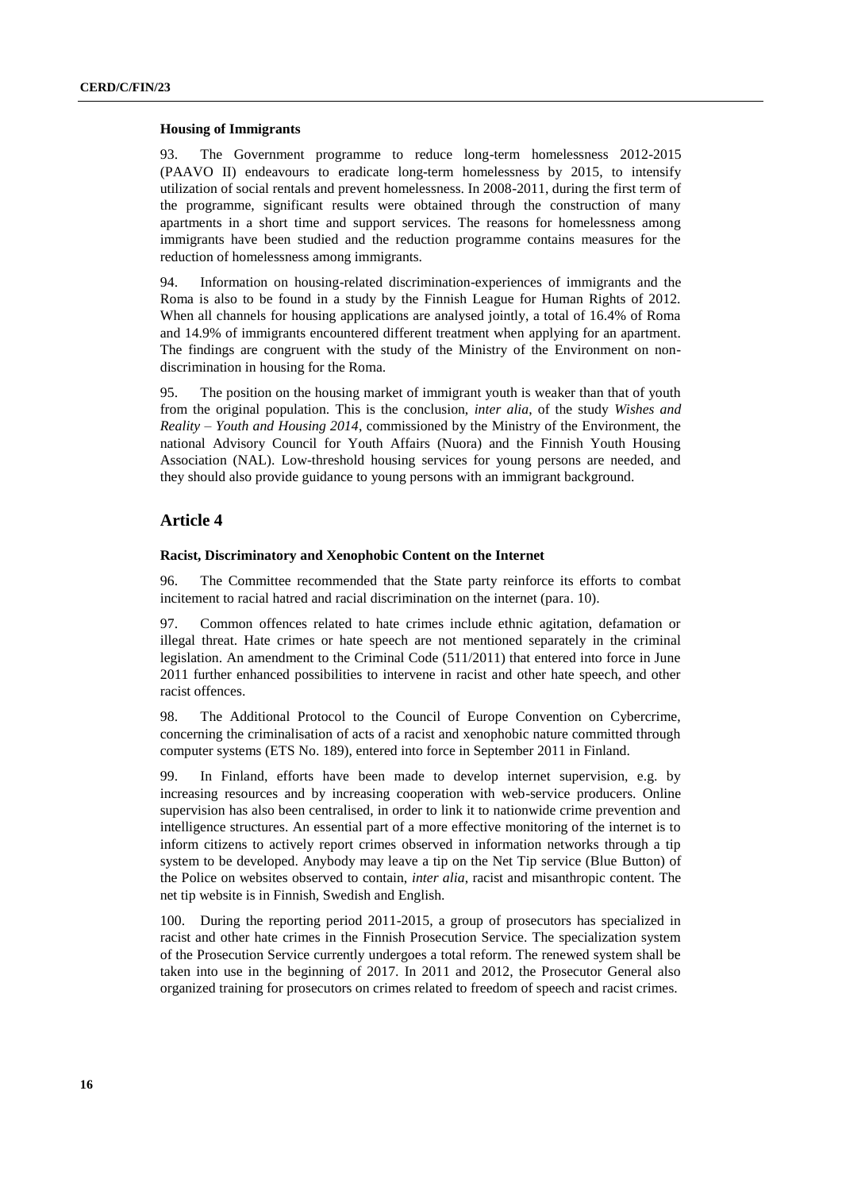#### Housing of Immigrants

93. The Government programme to reduce long-term homelessness 2012-2015 (PAAVO II) endeavours to eradicate long-term homelessness by 2015, to intensify utilization of social rentals and prevent homelessness. In 2008-2011, during the first term of the programme, significant results were obtained through the construction of many apartments in a short time and support services. The reasons for homelessness among immigrants have been studied and the reduction programme contains measures for the reduction of homelessness among immigrants.

94. Information on housing-related discrimination-experiences of immigrants and the Roma is also to be found in a study by the Finnish League for Human Rights of 2012. When all channels for housing applications are analysed jointly, a total of 16.4% of Roma and 14.9% of immigrants encountered different treatment when applying for an apartment. The findings are congruent with the study of the Ministry of the Environment on non-discrimination in housing for the Roma.

95. The position on the housing market of immigrant youth is weaker than that of youth from the original population. This is the conclusion, *inter alia*, of the study *Wishes and Reality – Youth and Housing 2014*, commissioned by the Ministry of the Environment, the national Advisory Council for Youth Affairs (Nuora) and the Finnish Youth Housing Association (NAL). Low-threshold housing services for young persons are needed, and they should also provide guidance to young persons with an immigrant background.

## Article 4

#### Racist, Discriminatory and Xenophobic Content on the Internet

96. The Committee recommended that the State party reinforce its efforts to combat incitement to racial hatred and racial discrimination on the internet (para. 10).

97. Common offences related to hate crimes include ethnic agitation, defamation or illegal threat. Hate crimes or hate speech are not mentioned separately in the criminal legislation. An amendment to the Criminal Code (511/2011) that entered into force in June 2011 further enhanced possibilities to intervene in racist and other hate speech, and other racist offences.

98. The Additional Protocol to the Council of Europe Convention on Cybercrime, concerning the criminalisation of acts of a racist and xenophobic nature committed through computer systems (ETS No. 189), entered into force in September 2011 in Finland.

99. In Finland, efforts have been made to develop internet supervision, e.g. by increasing resources and by increasing cooperation with web-service producers. Online supervision has also been centralised, in order to link it to nationwide crime prevention and intelligence structures. An essential part of a more effective monitoring of the internet is to inform citizens to actively report crimes observed in information networks through a tip system to be developed. Anybody may leave a tip on the Net Tip service (Blue Button) of the Police on websites observed to contain, *inter alia*, racist and misanthropic content. The net tip website is in Finnish, Swedish and English.

100. During the reporting period 2011-2015, a group of prosecutors has specialized in racist and other hate crimes in the Finnish Prosecution Service. The specialization system of the Prosecution Service currently undergoes a total reform. The renewed system shall be taken into use in the beginning of 2017. In 2011 and 2012, the Prosecutor General also organized training for prosecutors on crimes related to freedom of speech and racist crimes.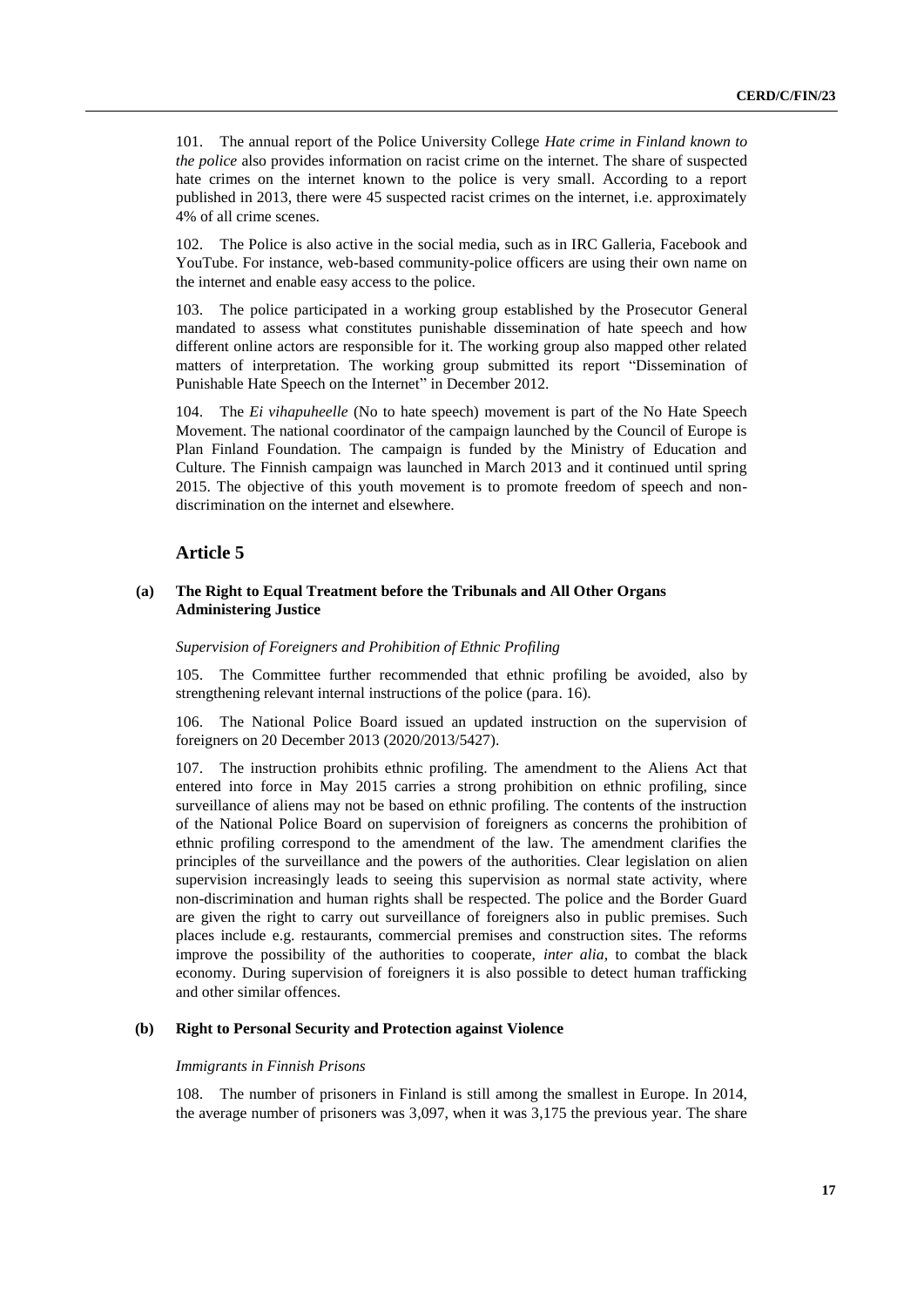101. The annual report of the Police University College *Hate crime in Finland known to the police* also provides information on racist crime on the internet. The share of suspected hate crimes on the internet known to the police is very small. According to a report published in 2013, there were 45 suspected racist crimes on the internet, i.e. approximately 4% of all crime scenes.

102. The Police is also active in the social media, such as in IRC Galleria, Facebook and YouTube. For instance, web-based community-police officers are using their own name on the internet and enable easy access to the police.

103. The police participated in a working group established by the Prosecutor General mandated to assess what constitutes punishable dissemination of hate speech and how different online actors are responsible for it. The working group also mapped other related matters of interpretation. The working group submitted its report "Dissemination of Punishable Hate Speech on the Internet" in December 2012.

104. The *Ei vihapuheelle* (No to hate speech) movement is part of the No Hate Speech Movement. The national coordinator of the campaign launched by the Council of Europe is Plan Finland Foundation. The campaign is funded by the Ministry of Education and Culture. The Finnish campaign was launched in March 2013 and it continued until spring 2015. The objective of this youth movement is to promote freedom of speech and non-discrimination on the internet and elsewhere.

## Article 5

### (a) The Right to Equal Treatment before the Tribunals and All Other Organs Administering Justice

*Supervision of Foreigners and Prohibition of Ethnic Profiling*

105. The Committee further recommended that ethnic profiling be avoided, also by strengthening relevant internal instructions of the police (para. 16).

106. The National Police Board issued an updated instruction on the supervision of foreigners on 20 December 2013 (2020/2013/5427).

107. The instruction prohibits ethnic profiling. The amendment to the Aliens Act that entered into force in May 2015 carries a strong prohibition on ethnic profiling, since surveillance of aliens may not be based on ethnic profiling. The contents of the instruction of the National Police Board on supervision of foreigners as concerns the prohibition of ethnic profiling correspond to the amendment of the law. The amendment clarifies the principles of the surveillance and the powers of the authorities. Clear legislation on alien supervision increasingly leads to seeing this supervision as normal state activity, where non-discrimination and human rights shall be respected. The police and the Border Guard are given the right to carry out surveillance of foreigners also in public premises. Such places include e.g. restaurants, commercial premises and construction sites. The reforms improve the possibility of the authorities to cooperate, *inter alia*, to combat the black economy. During supervision of foreigners it is also possible to detect human trafficking and other similar offences.

### (b) Right to Personal Security and Protection against Violence

*Immigrants in Finnish Prisons*

108. The number of prisoners in Finland is still among the smallest in Europe. In 2014, the average number of prisoners was 3,097, when it was 3,175 the previous year. The share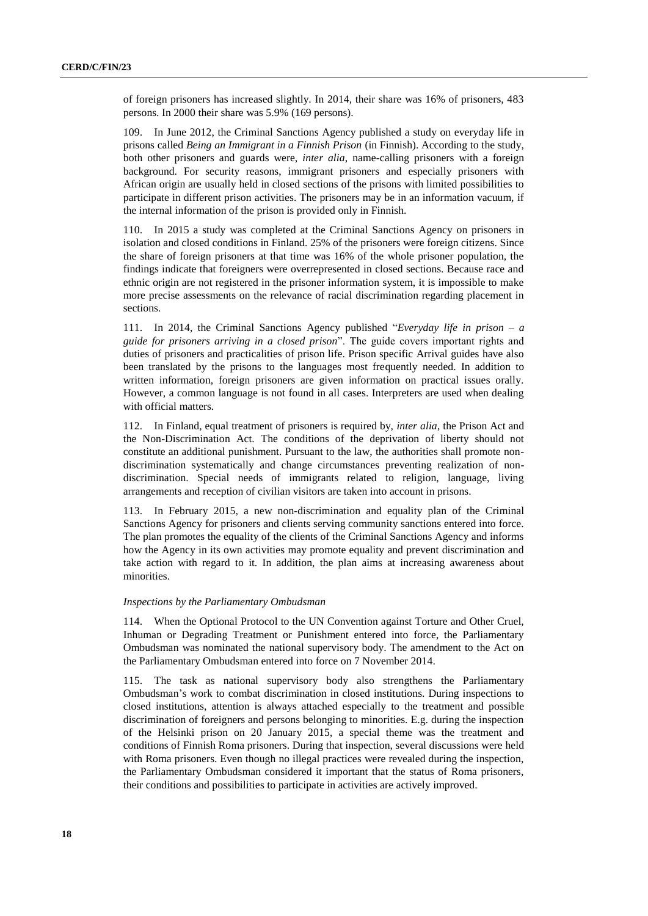of foreign prisoners has increased slightly. In 2014, their share was 16% of prisoners, 483 persons. In 2000 their share was 5.9% (169 persons).

109. In June 2012, the Criminal Sanctions Agency published a study on everyday life in prisons called *Being an Immigrant in a Finnish Prison* (in Finnish). According to the study, both other prisoners and guards were, *inter alia*, name-calling prisoners with a foreign background. For security reasons, immigrant prisoners and especially prisoners with African origin are usually held in closed sections of the prisons with limited possibilities to participate in different prison activities. The prisoners may be in an information vacuum, if the internal information of the prison is provided only in Finnish.

110. In 2015 a study was completed at the Criminal Sanctions Agency on prisoners in isolation and closed conditions in Finland. 25% of the prisoners were foreign citizens. Since the share of foreign prisoners at that time was 16% of the whole prisoner population, the findings indicate that foreigners were overrepresented in closed sections. Because race and ethnic origin are not registered in the prisoner information system, it is impossible to make more precise assessments on the relevance of racial discrimination regarding placement in sections.

111. In 2014, the Criminal Sanctions Agency published "*Everyday life in prison – a guide for prisoners arriving in a closed prison*". The guide covers important rights and duties of prisoners and practicalities of prison life. Prison specific Arrival guides have also been translated by the prisons to the languages most frequently needed. In addition to written information, foreign prisoners are given information on practical issues orally. However, a common language is not found in all cases. Interpreters are used when dealing with official matters.

112. In Finland, equal treatment of prisoners is required by, *inter alia*, the Prison Act and the Non-Discrimination Act. The conditions of the deprivation of liberty should not constitute an additional punishment. Pursuant to the law, the authorities shall promote non-discrimination systematically and change circumstances preventing realization of non-discrimination. Special needs of immigrants related to religion, language, living arrangements and reception of civilian visitors are taken into account in prisons.

113. In February 2015, a new non-discrimination and equality plan of the Criminal Sanctions Agency for prisoners and clients serving community sanctions entered into force. The plan promotes the equality of the clients of the Criminal Sanctions Agency and informs how the Agency in its own activities may promote equality and prevent discrimination and take action with regard to it. In addition, the plan aims at increasing awareness about minorities.

*Inspections by the Parliamentary Ombudsman*

114. When the Optional Protocol to the UN Convention against Torture and Other Cruel, Inhuman or Degrading Treatment or Punishment entered into force, the Parliamentary Ombudsman was nominated the national supervisory body. The amendment to the Act on the Parliamentary Ombudsman entered into force on 7 November 2014.

115. The task as national supervisory body also strengthens the Parliamentary Ombudsman's work to combat discrimination in closed institutions. During inspections to closed institutions, attention is always attached especially to the treatment and possible discrimination of foreigners and persons belonging to minorities. E.g. during the inspection of the Helsinki prison on 20 January 2015, a special theme was the treatment and conditions of Finnish Roma prisoners. During that inspection, several discussions were held with Roma prisoners. Even though no illegal practices were revealed during the inspection, the Parliamentary Ombudsman considered it important that the status of Roma prisoners, their conditions and possibilities to participate in activities are actively improved.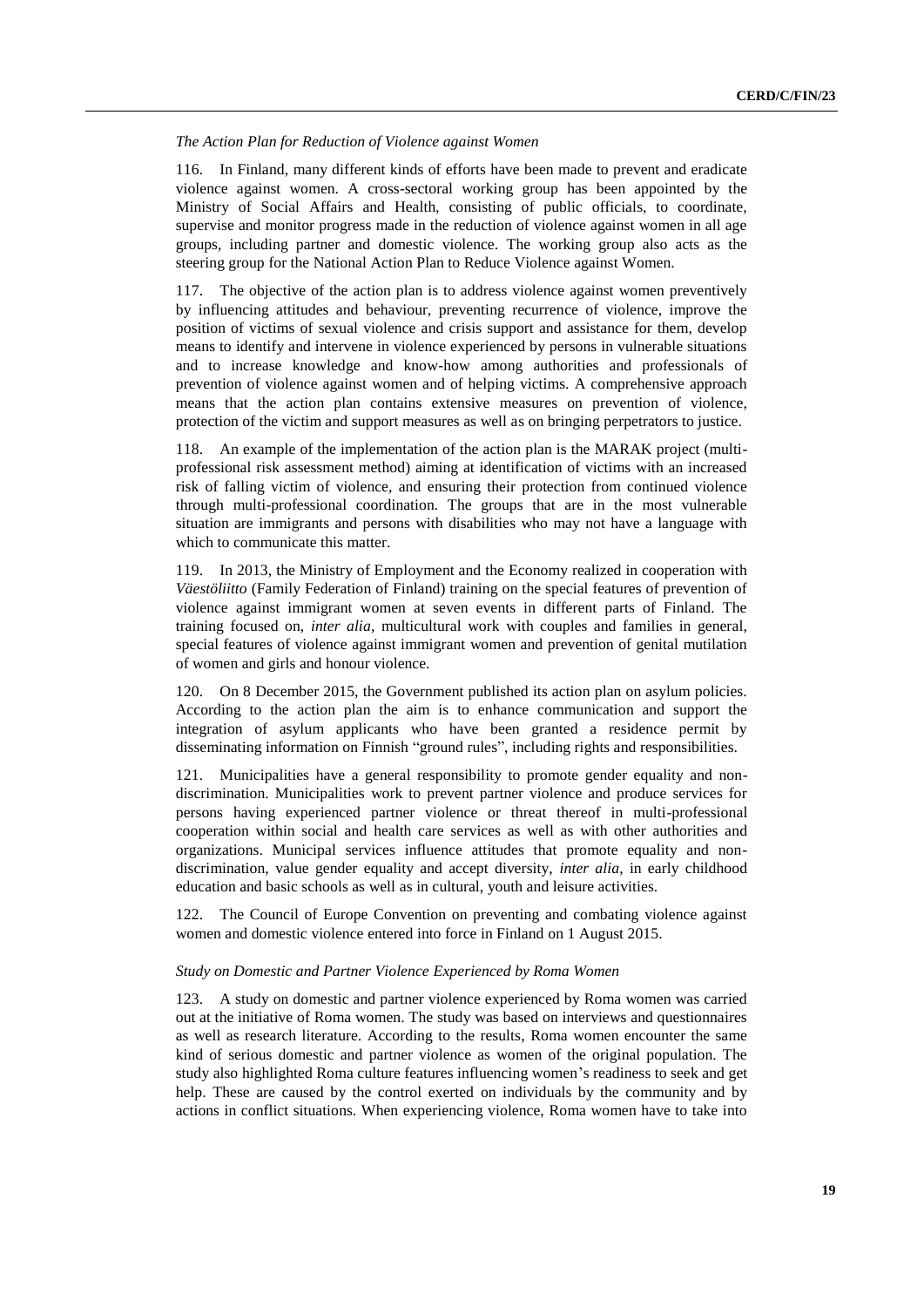*The Action Plan for Reduction of Violence against Women*

116. In Finland, many different kinds of efforts have been made to prevent and eradicate violence against women. A cross-sectoral working group has been appointed by the Ministry of Social Affairs and Health, consisting of public officials, to coordinate, supervise and monitor progress made in the reduction of violence against women in all age groups, including partner and domestic violence. The working group also acts as the steering group for the National Action Plan to Reduce Violence against Women.

117. The objective of the action plan is to address violence against women preventively by influencing attitudes and behaviour, preventing recurrence of violence, improve the position of victims of sexual violence and crisis support and assistance for them, develop means to identify and intervene in violence experienced by persons in vulnerable situations and to increase knowledge and know-how among authorities and professionals of prevention of violence against women and of helping victims. A comprehensive approach means that the action plan contains extensive measures on prevention of violence, protection of the victim and support measures as well as on bringing perpetrators to justice.

118. An example of the implementation of the action plan is the MARAK project (multi-professional risk assessment method) aiming at identification of victims with an increased risk of falling victim of violence, and ensuring their protection from continued violence through multi-professional coordination. The groups that are in the most vulnerable situation are immigrants and persons with disabilities who may not have a language with which to communicate this matter.

119. In 2013, the Ministry of Employment and the Economy realized in cooperation with *Väestöliitto* (Family Federation of Finland) training on the special features of prevention of violence against immigrant women at seven events in different parts of Finland. The training focused on, *inter alia*, multicultural work with couples and families in general, special features of violence against immigrant women and prevention of genital mutilation of women and girls and honour violence.

120. On 8 December 2015, the Government published its action plan on asylum policies. According to the action plan the aim is to enhance communication and support the integration of asylum applicants who have been granted a residence permit by disseminating information on Finnish "ground rules", including rights and responsibilities.

121. Municipalities have a general responsibility to promote gender equality and non-discrimination. Municipalities work to prevent partner violence and produce services for persons having experienced partner violence or threat thereof in multi-professional cooperation within social and health care services as well as with other authorities and organizations. Municipal services influence attitudes that promote equality and non-discrimination, value gender equality and accept diversity, *inter alia*, in early childhood education and basic schools as well as in cultural, youth and leisure activities.

122. The Council of Europe Convention on preventing and combating violence against women and domestic violence entered into force in Finland on 1 August 2015.

*Study on Domestic and Partner Violence Experienced by Roma Women*

123. A study on domestic and partner violence experienced by Roma women was carried out at the initiative of Roma women. The study was based on interviews and questionnaires as well as research literature. According to the results, Roma women encounter the same kind of serious domestic and partner violence as women of the original population. The study also highlighted Roma culture features influencing women's readiness to seek and get help. These are caused by the control exerted on individuals by the community and by actions in conflict situations. When experiencing violence, Roma women have to take into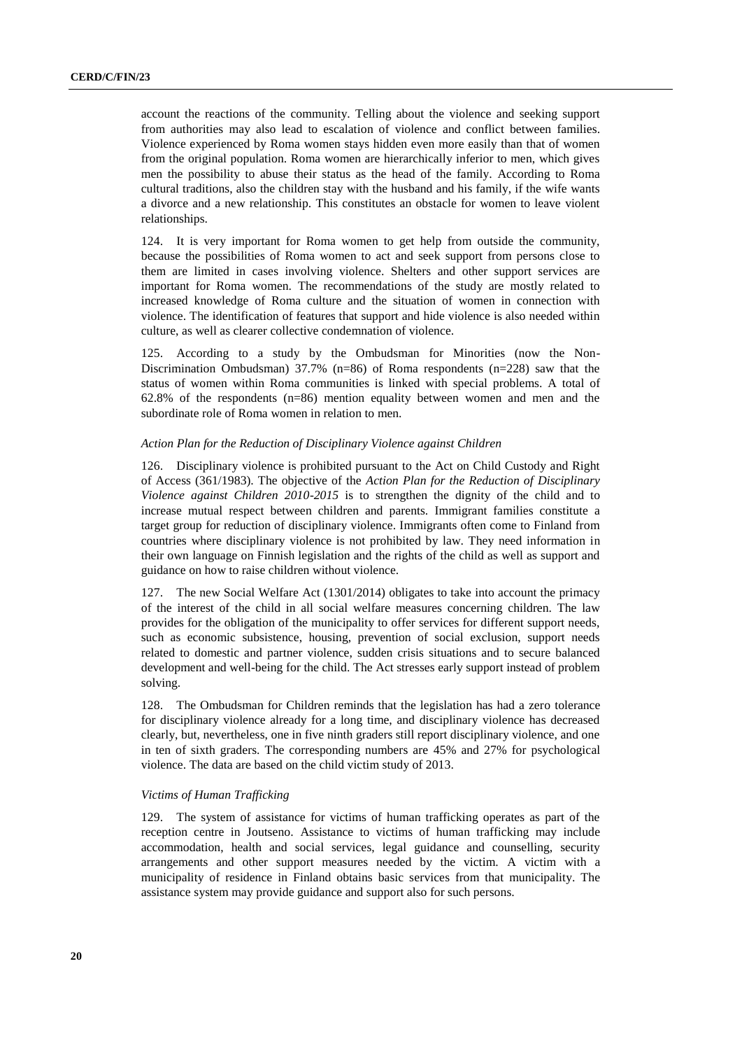account the reactions of the community. Telling about the violence and seeking support from authorities may also lead to escalation of violence and conflict between families. Violence experienced by Roma women stays hidden even more easily than that of women from the original population. Roma women are hierarchically inferior to men, which gives men the possibility to abuse their status as the head of the family. According to Roma cultural traditions, also the children stay with the husband and his family, if the wife wants a divorce and a new relationship. This constitutes an obstacle for women to leave violent relationships.

124. It is very important for Roma women to get help from outside the community, because the possibilities of Roma women to act and seek support from persons close to them are limited in cases involving violence. Shelters and other support services are important for Roma women. The recommendations of the study are mostly related to increased knowledge of Roma culture and the situation of women in connection with violence. The identification of features that support and hide violence is also needed within culture, as well as clearer collective condemnation of violence.

125. According to a study by the Ombudsman for Minorities (now the Non-Discrimination Ombudsman) 37.7% (n=86) of Roma respondents (n=228) saw that the status of women within Roma communities is linked with special problems. A total of 62.8% of the respondents (n=86) mention equality between women and men and the subordinate role of Roma women in relation to men.

*Action Plan for the Reduction of Disciplinary Violence against Children*

126. Disciplinary violence is prohibited pursuant to the Act on Child Custody and Right of Access (361/1983). The objective of the *Action Plan for the Reduction of Disciplinary Violence against Children 2010-2015* is to strengthen the dignity of the child and to increase mutual respect between children and parents. Immigrant families constitute a target group for reduction of disciplinary violence. Immigrants often come to Finland from countries where disciplinary violence is not prohibited by law. They need information in their own language on Finnish legislation and the rights of the child as well as support and guidance on how to raise children without violence.

127. The new Social Welfare Act (1301/2014) obligates to take into account the primacy of the interest of the child in all social welfare measures concerning children. The law provides for the obligation of the municipality to offer services for different support needs, such as economic subsistence, housing, prevention of social exclusion, support needs related to domestic and partner violence, sudden crisis situations and to secure balanced development and well-being for the child. The Act stresses early support instead of problem solving.

128. The Ombudsman for Children reminds that the legislation has had a zero tolerance for disciplinary violence already for a long time, and disciplinary violence has decreased clearly, but, nevertheless, one in five ninth graders still report disciplinary violence, and one in ten of sixth graders. The corresponding numbers are 45% and 27% for psychological violence. The data are based on the child victim study of 2013.

*Victims of Human Trafficking*

129. The system of assistance for victims of human trafficking operates as part of the reception centre in Joutseno. Assistance to victims of human trafficking may include accommodation, health and social services, legal guidance and counselling, security arrangements and other support measures needed by the victim. A victim with a municipality of residence in Finland obtains basic services from that municipality. The assistance system may provide guidance and support also for such persons.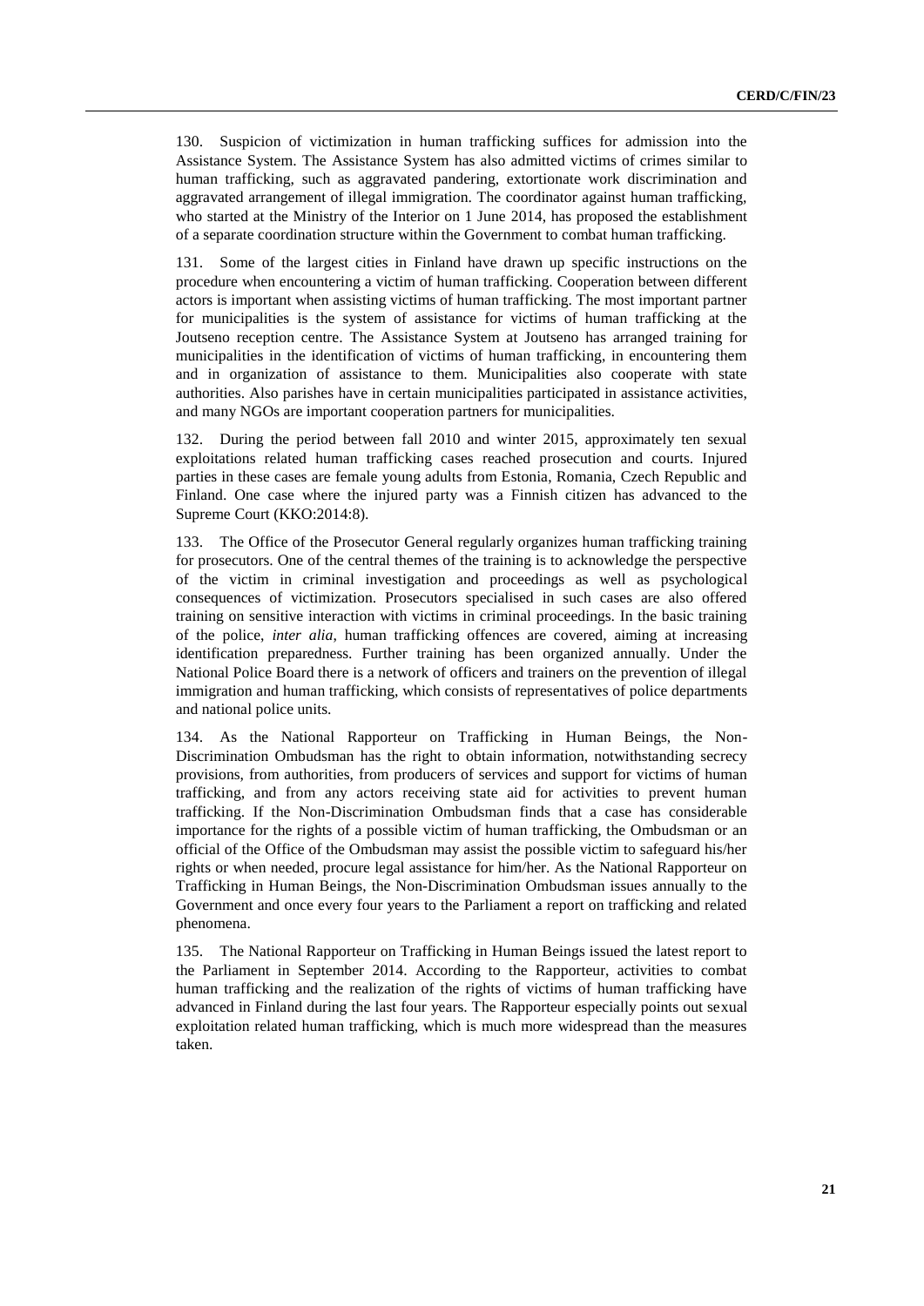130. Suspicion of victimization in human trafficking suffices for admission into the Assistance System. The Assistance System has also admitted victims of crimes similar to human trafficking, such as aggravated pandering, extortionate work discrimination and aggravated arrangement of illegal immigration. The coordinator against human trafficking, who started at the Ministry of the Interior on 1 June 2014, has proposed the establishment of a separate coordination structure within the Government to combat human trafficking.

131. Some of the largest cities in Finland have drawn up specific instructions on the procedure when encountering a victim of human trafficking. Cooperation between different actors is important when assisting victims of human trafficking. The most important partner for municipalities is the system of assistance for victims of human trafficking at the Joutseno reception centre. The Assistance System at Joutseno has arranged training for municipalities in the identification of victims of human trafficking, in encountering them and in organization of assistance to them. Municipalities also cooperate with state authorities. Also parishes have in certain municipalities participated in assistance activities, and many NGOs are important cooperation partners for municipalities.

132. During the period between fall 2010 and winter 2015, approximately ten sexual exploitations related human trafficking cases reached prosecution and courts. Injured parties in these cases are female young adults from Estonia, Romania, Czech Republic and Finland. One case where the injured party was a Finnish citizen has advanced to the Supreme Court (KKO:2014:8).

133. The Office of the Prosecutor General regularly organizes human trafficking training for prosecutors. One of the central themes of the training is to acknowledge the perspective of the victim in criminal investigation and proceedings as well as psychological consequences of victimization. Prosecutors specialised in such cases are also offered training on sensitive interaction with victims in criminal proceedings. In the basic training of the police, *inter alia*, human trafficking offences are covered, aiming at increasing identification preparedness. Further training has been organized annually. Under the National Police Board there is a network of officers and trainers on the prevention of illegal immigration and human trafficking, which consists of representatives of police departments and national police units.

134. As the National Rapporteur on Trafficking in Human Beings, the Non-Discrimination Ombudsman has the right to obtain information, notwithstanding secrecy provisions, from authorities, from producers of services and support for victims of human trafficking, and from any actors receiving state aid for activities to prevent human trafficking. If the Non-Discrimination Ombudsman finds that a case has considerable importance for the rights of a possible victim of human trafficking, the Ombudsman or an official of the Office of the Ombudsman may assist the possible victim to safeguard his/her rights or when needed, procure legal assistance for him/her. As the National Rapporteur on Trafficking in Human Beings, the Non-Discrimination Ombudsman issues annually to the Government and once every four years to the Parliament a report on trafficking and related phenomena.

135. The National Rapporteur on Trafficking in Human Beings issued the latest report to the Parliament in September 2014. According to the Rapporteur, activities to combat human trafficking and the realization of the rights of victims of human trafficking have advanced in Finland during the last four years. The Rapporteur especially points out sexual exploitation related human trafficking, which is much more widespread than the measures taken.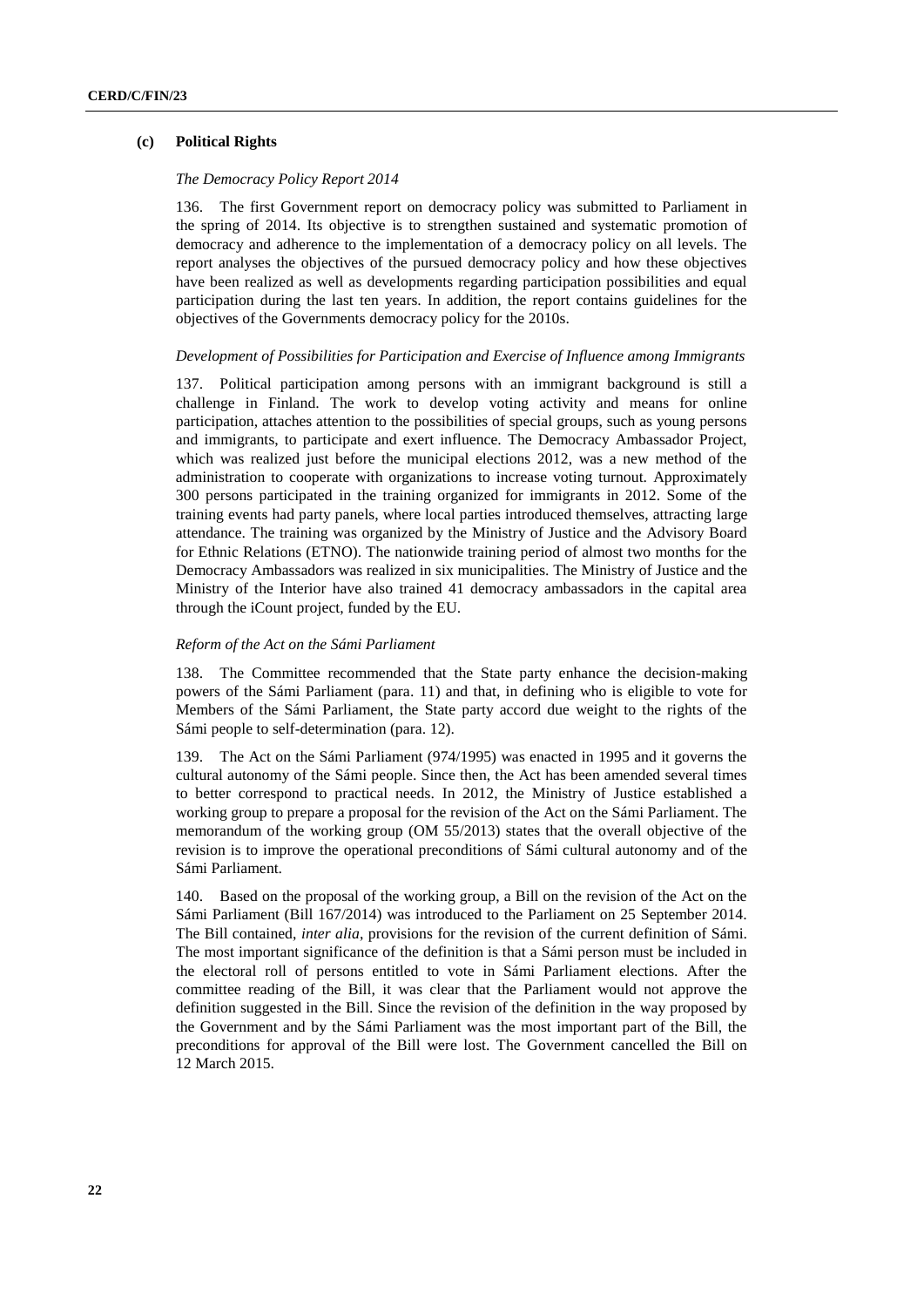### (c) Political Rights

*The Democracy Policy Report 2014*

136. The first Government report on democracy policy was submitted to Parliament in the spring of 2014. Its objective is to strengthen sustained and systematic promotion of democracy and adherence to the implementation of a democracy policy on all levels. The report analyses the objectives of the pursued democracy policy and how these objectives have been realized as well as developments regarding participation possibilities and equal participation during the last ten years. In addition, the report contains guidelines for the objectives of the Governments democracy policy for the 2010s.

*Development of Possibilities for Participation and Exercise of Influence among Immigrants*

137. Political participation among persons with an immigrant background is still a challenge in Finland. The work to develop voting activity and means for online participation, attaches attention to the possibilities of special groups, such as young persons and immigrants, to participate and exert influence. The Democracy Ambassador Project, which was realized just before the municipal elections 2012, was a new method of the administration to cooperate with organizations to increase voting turnout. Approximately 300 persons participated in the training organized for immigrants in 2012. Some of the training events had party panels, where local parties introduced themselves, attracting large attendance. The training was organized by the Ministry of Justice and the Advisory Board for Ethnic Relations (ETNO). The nationwide training period of almost two months for the Democracy Ambassadors was realized in six municipalities. The Ministry of Justice and the Ministry of the Interior have also trained 41 democracy ambassadors in the capital area through the iCount project, funded by the EU.

*Reform of the Act on the Sámi Parliament*

138. The Committee recommended that the State party enhance the decision-making powers of the Sámi Parliament (para. 11) and that, in defining who is eligible to vote for Members of the Sámi Parliament, the State party accord due weight to the rights of the Sámi people to self-determination (para. 12).

139. The Act on the Sámi Parliament (974/1995) was enacted in 1995 and it governs the cultural autonomy of the Sámi people. Since then, the Act has been amended several times to better correspond to practical needs. In 2012, the Ministry of Justice established a working group to prepare a proposal for the revision of the Act on the Sámi Parliament. The memorandum of the working group (OM 55/2013) states that the overall objective of the revision is to improve the operational preconditions of Sámi cultural autonomy and of the Sámi Parliament.

140. Based on the proposal of the working group, a Bill on the revision of the Act on the Sámi Parliament (Bill 167/2014) was introduced to the Parliament on 25 September 2014. The Bill contained, *inter alia*, provisions for the revision of the current definition of Sámi. The most important significance of the definition is that a Sámi person must be included in the electoral roll of persons entitled to vote in Sámi Parliament elections. After the committee reading of the Bill, it was clear that the Parliament would not approve the definition suggested in the Bill. Since the revision of the definition in the way proposed by the Government and by the Sámi Parliament was the most important part of the Bill, the preconditions for approval of the Bill were lost. The Government cancelled the Bill on 12 March 2015.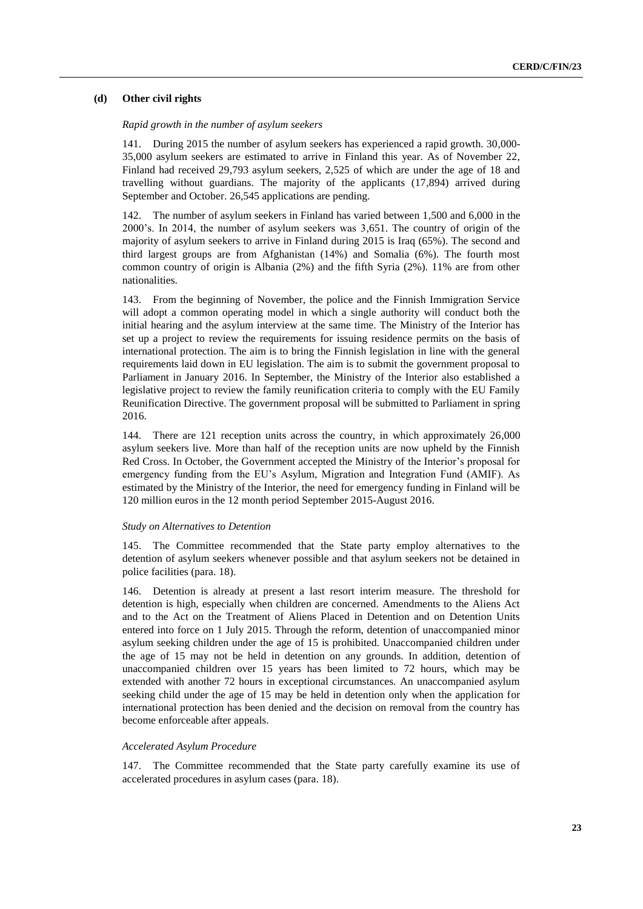### (d) Other civil rights

*Rapid growth in the number of asylum seekers*

141. During 2015 the number of asylum seekers has experienced a rapid growth. 30,000-35,000 asylum seekers are estimated to arrive in Finland this year. As of November 22, Finland had received 29,793 asylum seekers, 2,525 of which are under the age of 18 and travelling without guardians. The majority of the applicants (17,894) arrived during September and October. 26,545 applications are pending.

142. The number of asylum seekers in Finland has varied between 1,500 and 6,000 in the 2000's. In 2014, the number of asylum seekers was 3,651. The country of origin of the majority of asylum seekers to arrive in Finland during 2015 is Iraq (65%). The second and third largest groups are from Afghanistan (14%) and Somalia (6%). The fourth most common country of origin is Albania (2%) and the fifth Syria (2%). 11% are from other nationalities.

143. From the beginning of November, the police and the Finnish Immigration Service will adopt a common operating model in which a single authority will conduct both the initial hearing and the asylum interview at the same time. The Ministry of the Interior has set up a project to review the requirements for issuing residence permits on the basis of international protection. The aim is to bring the Finnish legislation in line with the general requirements laid down in EU legislation. The aim is to submit the government proposal to Parliament in January 2016. In September, the Ministry of the Interior also established a legislative project to review the family reunification criteria to comply with the EU Family Reunification Directive. The government proposal will be submitted to Parliament in spring 2016.

144. There are 121 reception units across the country, in which approximately 26,000 asylum seekers live. More than half of the reception units are now upheld by the Finnish Red Cross. In October, the Government accepted the Ministry of the Interior's proposal for emergency funding from the EU's Asylum, Migration and Integration Fund (AMIF). As estimated by the Ministry of the Interior, the need for emergency funding in Finland will be 120 million euros in the 12 month period September 2015-August 2016.

*Study on Alternatives to Detention*

145. The Committee recommended that the State party employ alternatives to the detention of asylum seekers whenever possible and that asylum seekers not be detained in police facilities (para. 18).

146. Detention is already at present a last resort interim measure. The threshold for detention is high, especially when children are concerned. Amendments to the Aliens Act and to the Act on the Treatment of Aliens Placed in Detention and on Detention Units entered into force on 1 July 2015. Through the reform, detention of unaccompanied minor asylum seeking children under the age of 15 is prohibited. Unaccompanied children under the age of 15 may not be held in detention on any grounds. In addition, detention of unaccompanied children over 15 years has been limited to 72 hours, which may be extended with another 72 hours in exceptional circumstances. An unaccompanied asylum seeking child under the age of 15 may be held in detention only when the application for international protection has been denied and the decision on removal from the country has become enforceable after appeals.

*Accelerated Asylum Procedure*

147. The Committee recommended that the State party carefully examine its use of accelerated procedures in asylum cases (para. 18).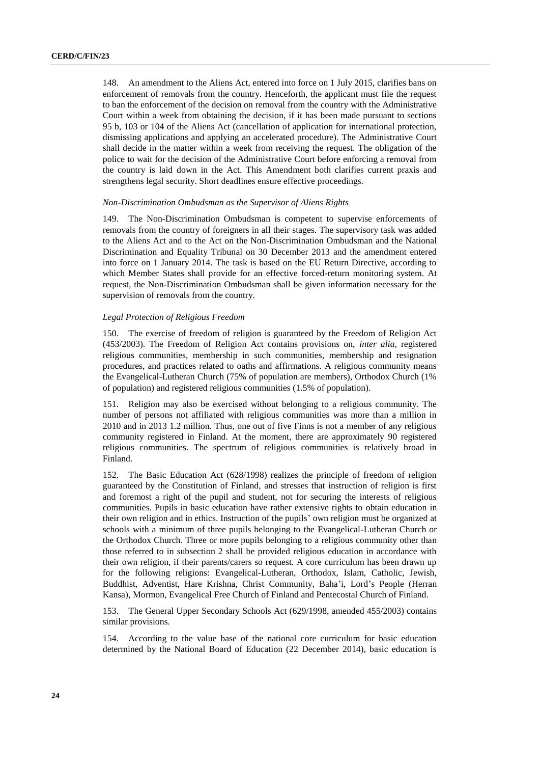148. An amendment to the Aliens Act, entered into force on 1 July 2015, clarifies bans on enforcement of removals from the country. Henceforth, the applicant must file the request to ban the enforcement of the decision on removal from the country with the Administrative Court within a week from obtaining the decision, if it has been made pursuant to sections 95 b, 103 or 104 of the Aliens Act (cancellation of application for international protection, dismissing applications and applying an accelerated procedure). The Administrative Court shall decide in the matter within a week from receiving the request. The obligation of the police to wait for the decision of the Administrative Court before enforcing a removal from the country is laid down in the Act. This Amendment both clarifies current praxis and strengthens legal security. Short deadlines ensure effective proceedings.

*Non-Discrimination Ombudsman as the Supervisor of Aliens Rights*

149. The Non-Discrimination Ombudsman is competent to supervise enforcements of removals from the country of foreigners in all their stages. The supervisory task was added to the Aliens Act and to the Act on the Non-Discrimination Ombudsman and the National Discrimination and Equality Tribunal on 30 December 2013 and the amendment entered into force on 1 January 2014. The task is based on the EU Return Directive, according to which Member States shall provide for an effective forced-return monitoring system. At request, the Non-Discrimination Ombudsman shall be given information necessary for the supervision of removals from the country.

*Legal Protection of Religious Freedom*

150. The exercise of freedom of religion is guaranteed by the Freedom of Religion Act (453/2003). The Freedom of Religion Act contains provisions on, *inter alia*, registered religious communities, membership in such communities, membership and resignation procedures, and practices related to oaths and affirmations. A religious community means the Evangelical-Lutheran Church (75% of population are members), Orthodox Church (1% of population) and registered religious communities (1.5% of population).

151. Religion may also be exercised without belonging to a religious community. The number of persons not affiliated with religious communities was more than a million in 2010 and in 2013 1.2 million. Thus, one out of five Finns is not a member of any religious community registered in Finland. At the moment, there are approximately 90 registered religious communities. The spectrum of religious communities is relatively broad in Finland.

152. The Basic Education Act (628/1998) realizes the principle of freedom of religion guaranteed by the Constitution of Finland, and stresses that instruction of religion is first and foremost a right of the pupil and student, not for securing the interests of religious communities. Pupils in basic education have rather extensive rights to obtain education in their own religion and in ethics. Instruction of the pupils' own religion must be organized at schools with a minimum of three pupils belonging to the Evangelical-Lutheran Church or the Orthodox Church. Three or more pupils belonging to a religious community other than those referred to in subsection 2 shall be provided religious education in accordance with their own religion, if their parents/carers so request. A core curriculum has been drawn up for the following religions: Evangelical-Lutheran, Orthodox, Islam, Catholic, Jewish, Buddhist, Adventist, Hare Krishna, Christ Community, Baha'i, Lord's People (Herran Kansa), Mormon, Evangelical Free Church of Finland and Pentecostal Church of Finland.

153. The General Upper Secondary Schools Act (629/1998, amended 455/2003) contains similar provisions.

154. According to the value base of the national core curriculum for basic education determined by the National Board of Education (22 December 2014), basic education is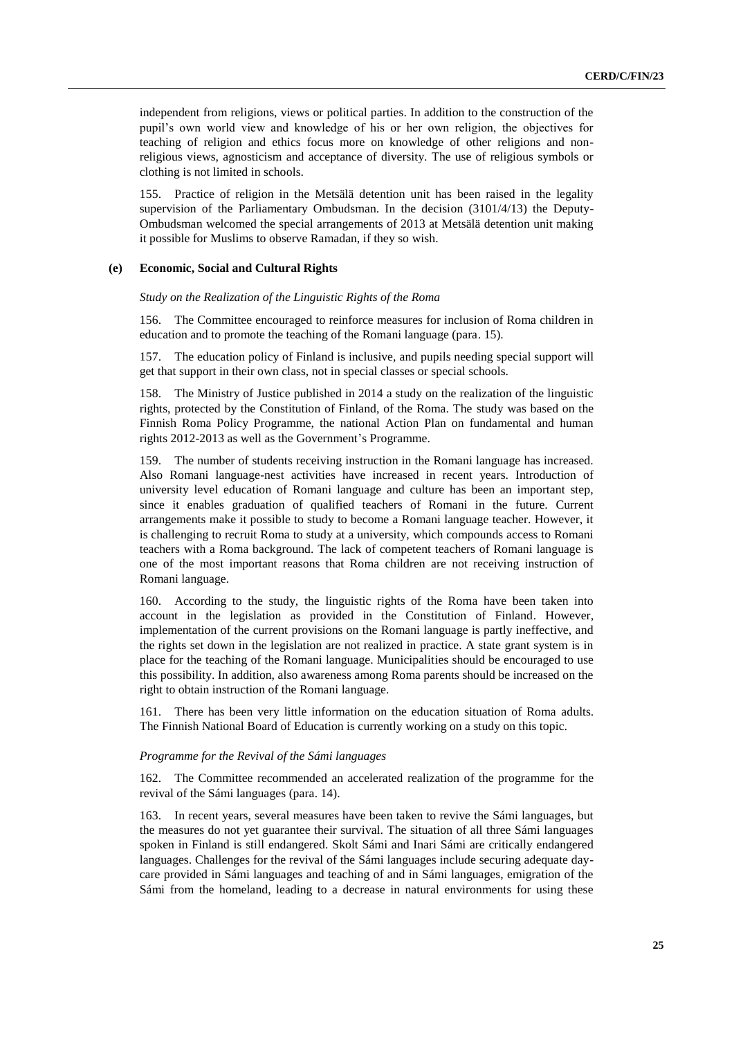independent from religions, views or political parties. In addition to the construction of the pupil's own world view and knowledge of his or her own religion, the objectives for teaching of religion and ethics focus more on knowledge of other religions and non-religious views, agnosticism and acceptance of diversity. The use of religious symbols or clothing is not limited in schools.

155. Practice of religion in the Metsälä detention unit has been raised in the legality supervision of the Parliamentary Ombudsman. In the decision (3101/4/13) the Deputy-Ombudsman welcomed the special arrangements of 2013 at Metsälä detention unit making it possible for Muslims to observe Ramadan, if they so wish.

### (e) Economic, Social and Cultural Rights

*Study on the Realization of the Linguistic Rights of the Roma*

156. The Committee encouraged to reinforce measures for inclusion of Roma children in education and to promote the teaching of the Romani language (para. 15).

157. The education policy of Finland is inclusive, and pupils needing special support will get that support in their own class, not in special classes or special schools.

158. The Ministry of Justice published in 2014 a study on the realization of the linguistic rights, protected by the Constitution of Finland, of the Roma. The study was based on the Finnish Roma Policy Programme, the national Action Plan on fundamental and human rights 2012-2013 as well as the Government's Programme.

159. The number of students receiving instruction in the Romani language has increased. Also Romani language-nest activities have increased in recent years. Introduction of university level education of Romani language and culture has been an important step, since it enables graduation of qualified teachers of Romani in the future. Current arrangements make it possible to study to become a Romani language teacher. However, it is challenging to recruit Roma to study at a university, which compounds access to Romani teachers with a Roma background. The lack of competent teachers of Romani language is one of the most important reasons that Roma children are not receiving instruction of Romani language.

160. According to the study, the linguistic rights of the Roma have been taken into account in the legislation as provided in the Constitution of Finland. However, implementation of the current provisions on the Romani language is partly ineffective, and the rights set down in the legislation are not realized in practice. A state grant system is in place for the teaching of the Romani language. Municipalities should be encouraged to use this possibility. In addition, also awareness among Roma parents should be increased on the right to obtain instruction of the Romani language.

161. There has been very little information on the education situation of Roma adults. The Finnish National Board of Education is currently working on a study on this topic.

*Programme for the Revival of the Sámi languages*

162. The Committee recommended an accelerated realization of the programme for the revival of the Sámi languages (para. 14).

163. In recent years, several measures have been taken to revive the Sámi languages, but the measures do not yet guarantee their survival. The situation of all three Sámi languages spoken in Finland is still endangered. Skolt Sámi and Inari Sámi are critically endangered languages. Challenges for the revival of the Sámi languages include securing adequate day-care provided in Sámi languages and teaching of and in Sámi languages, emigration of the Sámi from the homeland, leading to a decrease in natural environments for using these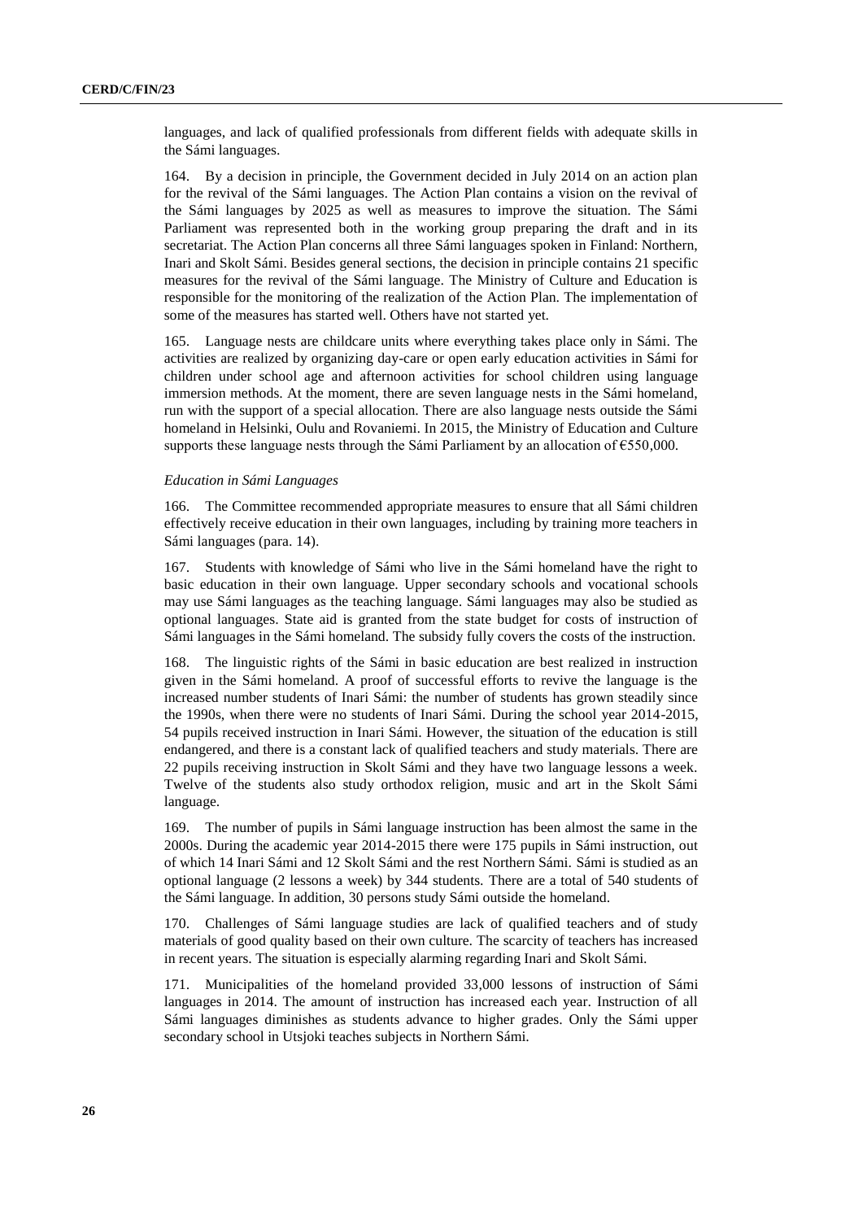languages, and lack of qualified professionals from different fields with adequate skills in the Sámi languages.

164. By a decision in principle, the Government decided in July 2014 on an action plan for the revival of the Sámi languages. The Action Plan contains a vision on the revival of the Sámi languages by 2025 as well as measures to improve the situation. The Sámi Parliament was represented both in the working group preparing the draft and in its secretariat. The Action Plan concerns all three Sámi languages spoken in Finland: Northern, Inari and Skolt Sámi. Besides general sections, the decision in principle contains 21 specific measures for the revival of the Sámi language. The Ministry of Culture and Education is responsible for the monitoring of the realization of the Action Plan. The implementation of some of the measures has started well. Others have not started yet.

165. Language nests are childcare units where everything takes place only in Sámi. The activities are realized by organizing day-care or open early education activities in Sámi for children under school age and afternoon activities for school children using language immersion methods. At the moment, there are seven language nests in the Sámi homeland, run with the support of a special allocation. There are also language nests outside the Sámi homeland in Helsinki, Oulu and Rovaniemi. In 2015, the Ministry of Education and Culture supports these language nests through the Sámi Parliament by an allocation of €550,000.

*Education in Sámi Languages*

166. The Committee recommended appropriate measures to ensure that all Sámi children effectively receive education in their own languages, including by training more teachers in Sámi languages (para. 14).

167. Students with knowledge of Sámi who live in the Sámi homeland have the right to basic education in their own language. Upper secondary schools and vocational schools may use Sámi languages as the teaching language. Sámi languages may also be studied as optional languages. State aid is granted from the state budget for costs of instruction of Sámi languages in the Sámi homeland. The subsidy fully covers the costs of the instruction.

168. The linguistic rights of the Sámi in basic education are best realized in instruction given in the Sámi homeland. A proof of successful efforts to revive the language is the increased number students of Inari Sámi: the number of students has grown steadily since the 1990s, when there were no students of Inari Sámi. During the school year 2014-2015, 54 pupils received instruction in Inari Sámi. However, the situation of the education is still endangered, and there is a constant lack of qualified teachers and study materials. There are 22 pupils receiving instruction in Skolt Sámi and they have two language lessons a week. Twelve of the students also study orthodox religion, music and art in the Skolt Sámi language.

169. The number of pupils in Sámi language instruction has been almost the same in the 2000s. During the academic year 2014-2015 there were 175 pupils in Sámi instruction, out of which 14 Inari Sámi and 12 Skolt Sámi and the rest Northern Sámi. Sámi is studied as an optional language (2 lessons a week) by 344 students. There are a total of 540 students of the Sámi language. In addition, 30 persons study Sámi outside the homeland.

170. Challenges of Sámi language studies are lack of qualified teachers and of study materials of good quality based on their own culture. The scarcity of teachers has increased in recent years. The situation is especially alarming regarding Inari and Skolt Sámi.

171. Municipalities of the homeland provided 33,000 lessons of instruction of Sámi languages in 2014. The amount of instruction has increased each year. Instruction of all Sámi languages diminishes as students advance to higher grades. Only the Sámi upper secondary school in Utsjoki teaches subjects in Northern Sámi.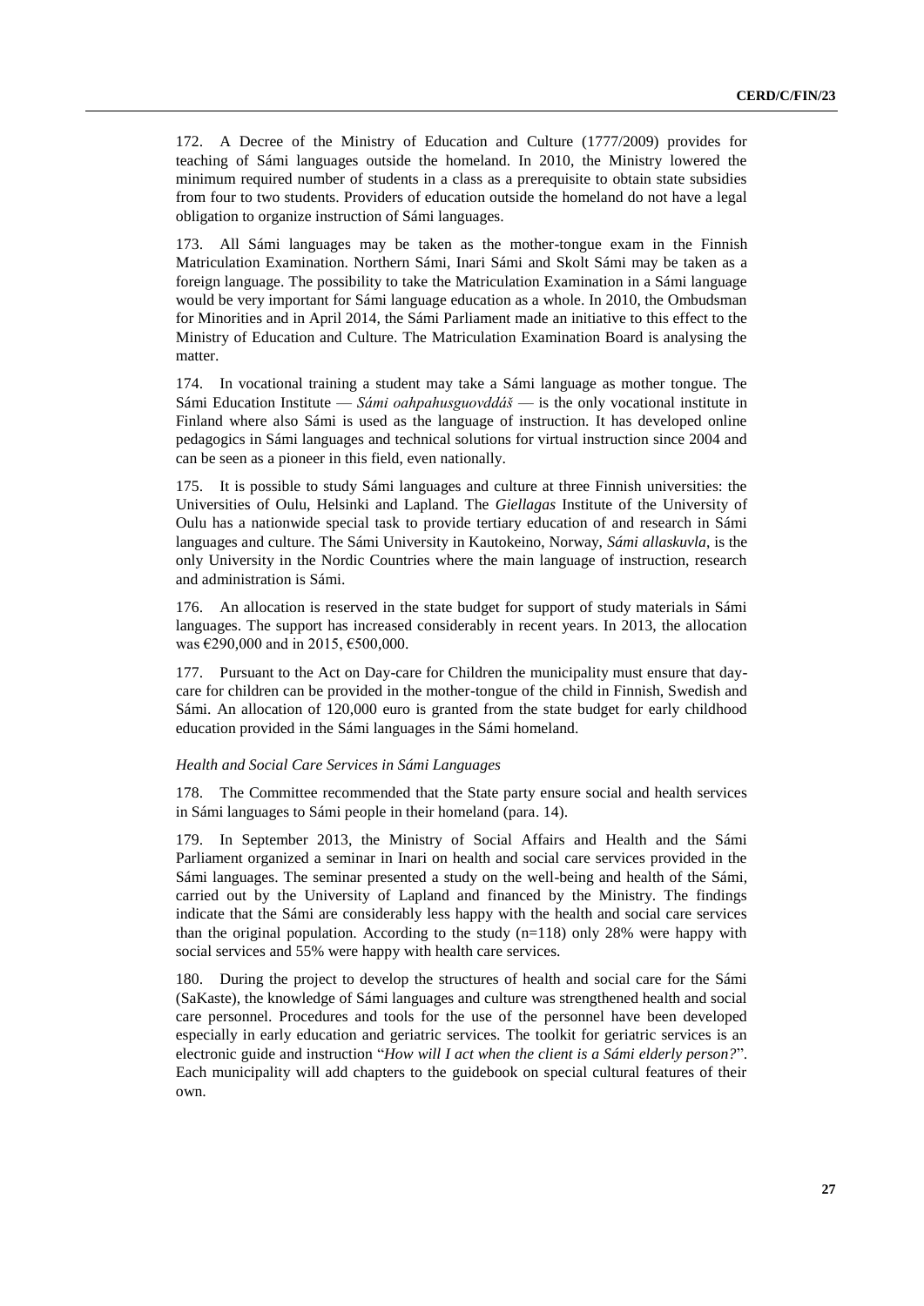172. A Decree of the Ministry of Education and Culture (1777/2009) provides for teaching of Sámi languages outside the homeland. In 2010, the Ministry lowered the minimum required number of students in a class as a prerequisite to obtain state subsidies from four to two students. Providers of education outside the homeland do not have a legal obligation to organize instruction of Sámi languages.

173. All Sámi languages may be taken as the mother-tongue exam in the Finnish Matriculation Examination. Northern Sámi, Inari Sámi and Skolt Sámi may be taken as a foreign language. The possibility to take the Matriculation Examination in a Sámi language would be very important for Sámi language education as a whole. In 2010, the Ombudsman for Minorities and in April 2014, the Sámi Parliament made an initiative to this effect to the Ministry of Education and Culture. The Matriculation Examination Board is analysing the matter.

174. In vocational training a student may take a Sámi language as mother tongue. The Sámi Education Institute — *Sámi oahpahusguovddáš* — is the only vocational institute in Finland where also Sámi is used as the language of instruction. It has developed online pedagogics in Sámi languages and technical solutions for virtual instruction since 2004 and can be seen as a pioneer in this field, even nationally.

175. It is possible to study Sámi languages and culture at three Finnish universities: the Universities of Oulu, Helsinki and Lapland. The *Giellagas* Institute of the University of Oulu has a nationwide special task to provide tertiary education of and research in Sámi languages and culture. The Sámi University in Kautokeino, Norway, *Sámi allaskuvla*, is the only University in the Nordic Countries where the main language of instruction, research and administration is Sámi.

176. An allocation is reserved in the state budget for support of study materials in Sámi languages. The support has increased considerably in recent years. In 2013, the allocation was €290,000 and in 2015, €500,000.

177. Pursuant to the Act on Day-care for Children the municipality must ensure that day-care for children can be provided in the mother-tongue of the child in Finnish, Swedish and Sámi. An allocation of 120,000 euro is granted from the state budget for early childhood education provided in the Sámi languages in the Sámi homeland.

*Health and Social Care Services in Sámi Languages*

178. The Committee recommended that the State party ensure social and health services in Sámi languages to Sámi people in their homeland (para. 14).

179. In September 2013, the Ministry of Social Affairs and Health and the Sámi Parliament organized a seminar in Inari on health and social care services provided in the Sámi languages. The seminar presented a study on the well-being and health of the Sámi, carried out by the University of Lapland and financed by the Ministry. The findings indicate that the Sámi are considerably less happy with the health and social care services than the original population. According to the study (n=118) only 28% were happy with social services and 55% were happy with health care services.

180. During the project to develop the structures of health and social care for the Sámi (SaKaste), the knowledge of Sámi languages and culture was strengthened health and social care personnel. Procedures and tools for the use of the personnel have been developed especially in early education and geriatric services. The toolkit for geriatric services is an electronic guide and instruction "*How will I act when the client is a Sámi elderly person?*". Each municipality will add chapters to the guidebook on special cultural features of their own.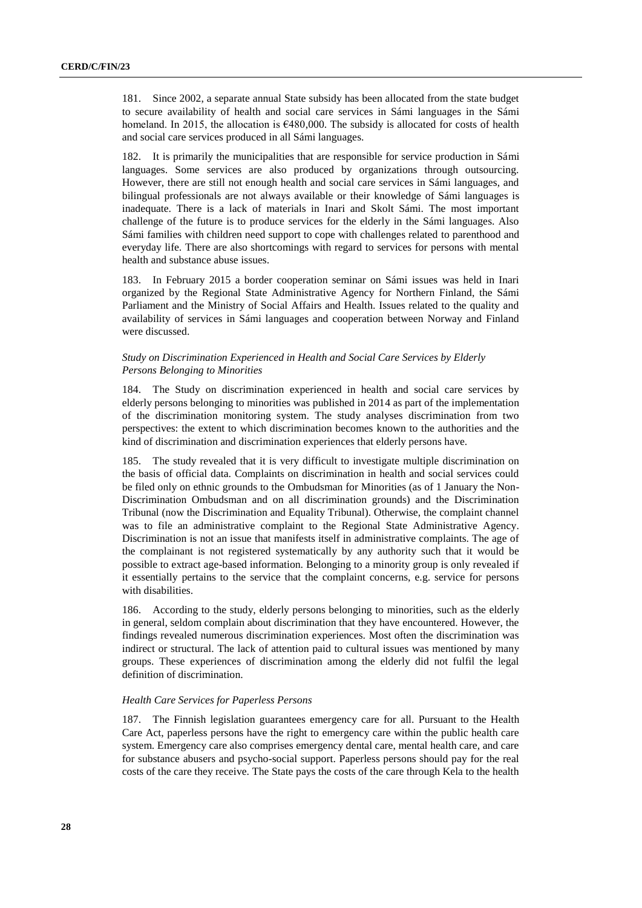181. Since 2002, a separate annual State subsidy has been allocated from the state budget to secure availability of health and social care services in Sámi languages in the Sámi homeland. In 2015, the allocation is €480,000. The subsidy is allocated for costs of health and social care services produced in all Sámi languages.

182. It is primarily the municipalities that are responsible for service production in Sámi languages. Some services are also produced by organizations through outsourcing. However, there are still not enough health and social care services in Sámi languages, and bilingual professionals are not always available or their knowledge of Sámi languages is inadequate. There is a lack of materials in Inari and Skolt Sámi. The most important challenge of the future is to produce services for the elderly in the Sámi languages. Also Sámi families with children need support to cope with challenges related to parenthood and everyday life. There are also shortcomings with regard to services for persons with mental health and substance abuse issues.

183. In February 2015 a border cooperation seminar on Sámi issues was held in Inari organized by the Regional State Administrative Agency for Northern Finland, the Sámi Parliament and the Ministry of Social Affairs and Health. Issues related to the quality and availability of services in Sámi languages and cooperation between Norway and Finland were discussed.

*Study on Discrimination Experienced in Health and Social Care Services by Elderly Persons Belonging to Minorities*

184. The Study on discrimination experienced in health and social care services by elderly persons belonging to minorities was published in 2014 as part of the implementation of the discrimination monitoring system. The study analyses discrimination from two perspectives: the extent to which discrimination becomes known to the authorities and the kind of discrimination and discrimination experiences that elderly persons have.

185. The study revealed that it is very difficult to investigate multiple discrimination on the basis of official data. Complaints on discrimination in health and social services could be filed only on ethnic grounds to the Ombudsman for Minorities (as of 1 January the Non-Discrimination Ombudsman and on all discrimination grounds) and the Discrimination Tribunal (now the Discrimination and Equality Tribunal). Otherwise, the complaint channel was to file an administrative complaint to the Regional State Administrative Agency. Discrimination is not an issue that manifests itself in administrative complaints. The age of the complainant is not registered systematically by any authority such that it would be possible to extract age-based information. Belonging to a minority group is only revealed if it essentially pertains to the service that the complaint concerns, e.g. service for persons with disabilities.

186. According to the study, elderly persons belonging to minorities, such as the elderly in general, seldom complain about discrimination that they have encountered. However, the findings revealed numerous discrimination experiences. Most often the discrimination was indirect or structural. The lack of attention paid to cultural issues was mentioned by many groups. These experiences of discrimination among the elderly did not fulfil the legal definition of discrimination.

*Health Care Services for Paperless Persons*

187. The Finnish legislation guarantees emergency care for all. Pursuant to the Health Care Act, paperless persons have the right to emergency care within the public health care system. Emergency care also comprises emergency dental care, mental health care, and care for substance abusers and psycho-social support. Paperless persons should pay for the real costs of the care they receive. The State pays the costs of the care through Kela to the health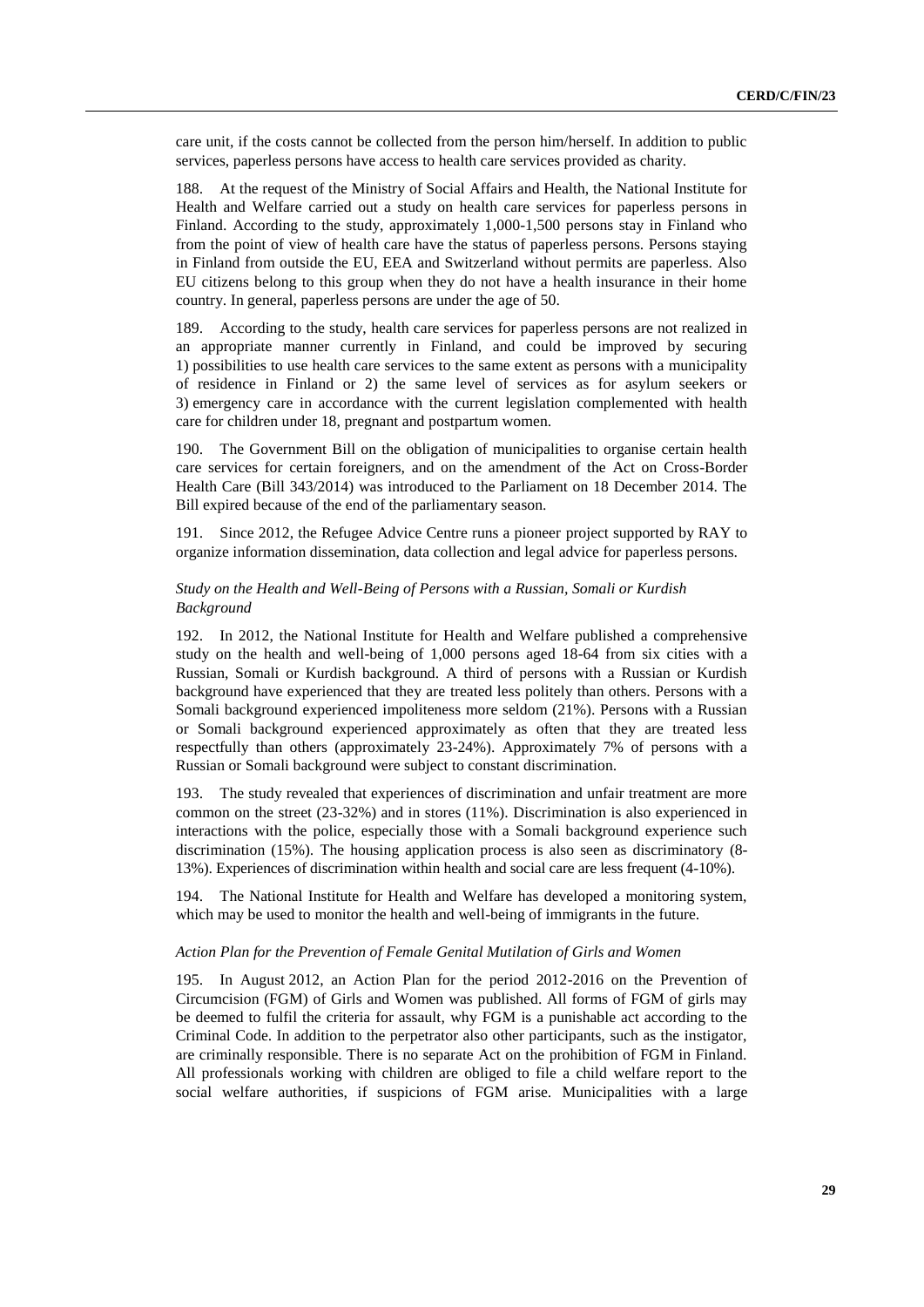care unit, if the costs cannot be collected from the person him/herself. In addition to public services, paperless persons have access to health care services provided as charity.

188. At the request of the Ministry of Social Affairs and Health, the National Institute for Health and Welfare carried out a study on health care services for paperless persons in Finland. According to the study, approximately 1,000-1,500 persons stay in Finland who from the point of view of health care have the status of paperless persons. Persons staying in Finland from outside the EU, EEA and Switzerland without permits are paperless. Also EU citizens belong to this group when they do not have a health insurance in their home country. In general, paperless persons are under the age of 50.

189. According to the study, health care services for paperless persons are not realized in an appropriate manner currently in Finland, and could be improved by securing 1) possibilities to use health care services to the same extent as persons with a municipality of residence in Finland or 2) the same level of services as for asylum seekers or 3) emergency care in accordance with the current legislation complemented with health care for children under 18, pregnant and postpartum women.

190. The Government Bill on the obligation of municipalities to organise certain health care services for certain foreigners, and on the amendment of the Act on Cross-Border Health Care (Bill 343/2014) was introduced to the Parliament on 18 December 2014. The Bill expired because of the end of the parliamentary season.

191. Since 2012, the Refugee Advice Centre runs a pioneer project supported by RAY to organize information dissemination, data collection and legal advice for paperless persons.

*Study on the Health and Well-Being of Persons with a Russian, Somali or Kurdish Background*

192. In 2012, the National Institute for Health and Welfare published a comprehensive study on the health and well-being of 1,000 persons aged 18-64 from six cities with a Russian, Somali or Kurdish background. A third of persons with a Russian or Kurdish background have experienced that they are treated less politely than others. Persons with a Somali background experienced impoliteness more seldom (21%). Persons with a Russian or Somali background experienced approximately as often that they are treated less respectfully than others (approximately 23-24%). Approximately 7% of persons with a Russian or Somali background were subject to constant discrimination.

193. The study revealed that experiences of discrimination and unfair treatment are more common on the street (23-32%) and in stores (11%). Discrimination is also experienced in interactions with the police, especially those with a Somali background experience such discrimination (15%). The housing application process is also seen as discriminatory (8-13%). Experiences of discrimination within health and social care are less frequent (4-10%).

194. The National Institute for Health and Welfare has developed a monitoring system, which may be used to monitor the health and well-being of immigrants in the future.

*Action Plan for the Prevention of Female Genital Mutilation of Girls and Women*

195. In August 2012, an Action Plan for the period 2012-2016 on the Prevention of Circumcision (FGM) of Girls and Women was published. All forms of FGM of girls may be deemed to fulfil the criteria for assault, why FGM is a punishable act according to the Criminal Code. In addition to the perpetrator also other participants, such as the instigator, are criminally responsible. There is no separate Act on the prohibition of FGM in Finland. All professionals working with children are obliged to file a child welfare report to the social welfare authorities, if suspicions of FGM arise. Municipalities with a large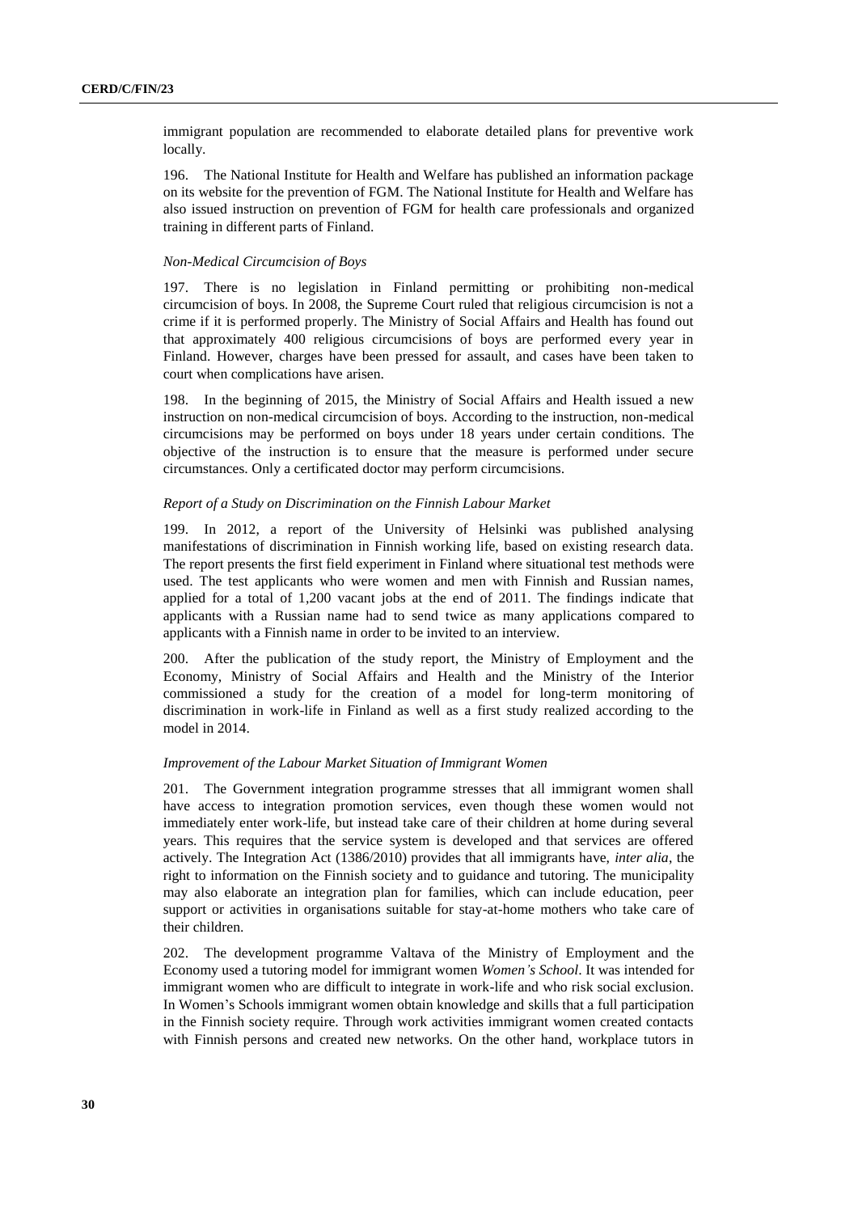immigrant population are recommended to elaborate detailed plans for preventive work locally.

196. The National Institute for Health and Welfare has published an information package on its website for the prevention of FGM. The National Institute for Health and Welfare has also issued instruction on prevention of FGM for health care professionals and organized training in different parts of Finland.

*Non-Medical Circumcision of Boys*

197. There is no legislation in Finland permitting or prohibiting non-medical circumcision of boys. In 2008, the Supreme Court ruled that religious circumcision is not a crime if it is performed properly. The Ministry of Social Affairs and Health has found out that approximately 400 religious circumcisions of boys are performed every year in Finland. However, charges have been pressed for assault, and cases have been taken to court when complications have arisen.

198. In the beginning of 2015, the Ministry of Social Affairs and Health issued a new instruction on non-medical circumcision of boys. According to the instruction, non-medical circumcisions may be performed on boys under 18 years under certain conditions. The objective of the instruction is to ensure that the measure is performed under secure circumstances. Only a certificated doctor may perform circumcisions.

*Report of a Study on Discrimination on the Finnish Labour Market*

199. In 2012, a report of the University of Helsinki was published analysing manifestations of discrimination in Finnish working life, based on existing research data. The report presents the first field experiment in Finland where situational test methods were used. The test applicants who were women and men with Finnish and Russian names, applied for a total of 1,200 vacant jobs at the end of 2011. The findings indicate that applicants with a Russian name had to send twice as many applications compared to applicants with a Finnish name in order to be invited to an interview.

200. After the publication of the study report, the Ministry of Employment and the Economy, Ministry of Social Affairs and Health and the Ministry of the Interior commissioned a study for the creation of a model for long-term monitoring of discrimination in work-life in Finland as well as a first study realized according to the model in 2014.

*Improvement of the Labour Market Situation of Immigrant Women*

201. The Government integration programme stresses that all immigrant women shall have access to integration promotion services, even though these women would not immediately enter work-life, but instead take care of their children at home during several years. This requires that the service system is developed and that services are offered actively. The Integration Act (1386/2010) provides that all immigrants have, *inter alia*, the right to information on the Finnish society and to guidance and tutoring. The municipality may also elaborate an integration plan for families, which can include education, peer support or activities in organisations suitable for stay-at-home mothers who take care of their children.

202. The development programme Valtava of the Ministry of Employment and the Economy used a tutoring model for immigrant women *Women's School*. It was intended for immigrant women who are difficult to integrate in work-life and who risk social exclusion. In Women's Schools immigrant women obtain knowledge and skills that a full participation in the Finnish society require. Through work activities immigrant women created contacts with Finnish persons and created new networks. On the other hand, workplace tutors in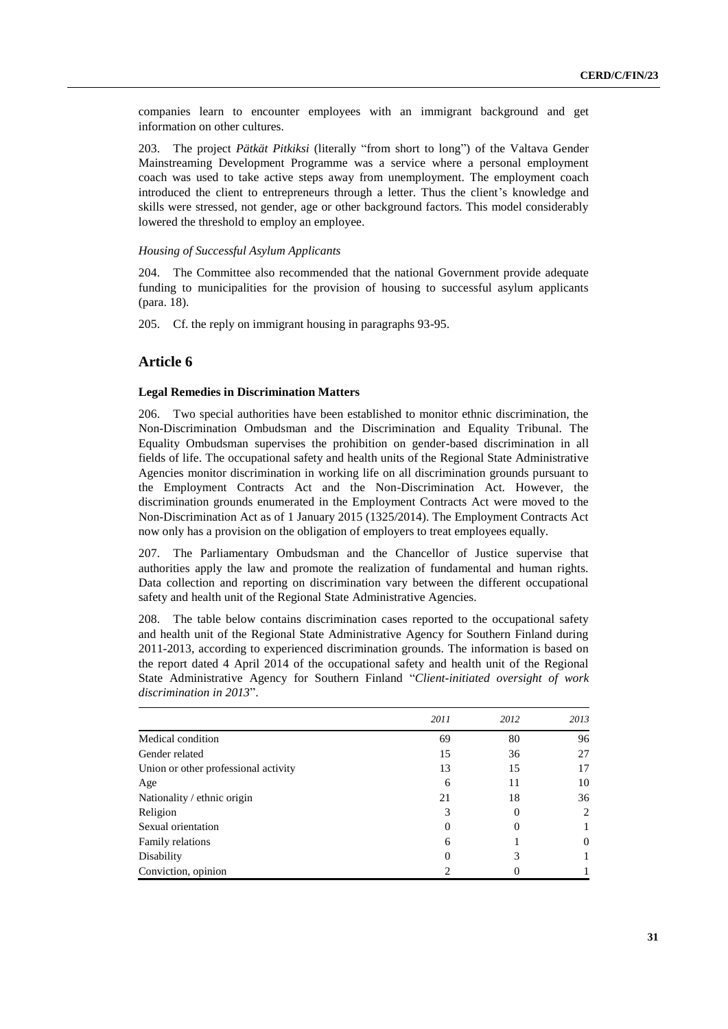companies learn to encounter employees with an immigrant background and get information on other cultures.

203. The project *Pätkät Pitkiksi* (literally "from short to long") of the Valtava Gender Mainstreaming Development Programme was a service where a personal employment coach was used to take active steps away from unemployment. The employment coach introduced the client to entrepreneurs through a letter. Thus the client's knowledge and skills were stressed, not gender, age or other background factors. This model considerably lowered the threshold to employ an employee.

*Housing of Successful Asylum Applicants*

204. The Committee also recommended that the national Government provide adequate funding to municipalities for the provision of housing to successful asylum applicants (para. 18).

205. Cf. the reply on immigrant housing in paragraphs 93-95.

## Article 6

**Legal Remedies in Discrimination Matters**

206. Two special authorities have been established to monitor ethnic discrimination, the Non-Discrimination Ombudsman and the Discrimination and Equality Tribunal. The Equality Ombudsman supervises the prohibition on gender-based discrimination in all fields of life. The occupational safety and health units of the Regional State Administrative Agencies monitor discrimination in working life on all discrimination grounds pursuant to the Employment Contracts Act and the Non-Discrimination Act. However, the discrimination grounds enumerated in the Employment Contracts Act were moved to the Non-Discrimination Act as of 1 January 2015 (1325/2014). The Employment Contracts Act now only has a provision on the obligation of employers to treat employees equally.

207. The Parliamentary Ombudsman and the Chancellor of Justice supervise that authorities apply the law and promote the realization of fundamental and human rights. Data collection and reporting on discrimination vary between the different occupational safety and health unit of the Regional State Administrative Agencies.

208. The table below contains discrimination cases reported to the occupational safety and health unit of the Regional State Administrative Agency for Southern Finland during 2011-2013, according to experienced discrimination grounds. The information is based on the report dated 4 April 2014 of the occupational safety and health unit of the Regional State Administrative Agency for Southern Finland "*Client-initiated oversight of work discrimination in 2013*".

| | *2011* | *2012* | *2013* |
|---|---|---|---|
| Medical condition | 69 | 80 | 96 |
| Gender related | 15 | 36 | 27 |
| Union or other professional activity | 13 | 15 | 17 |
| Age | 6 | 11 | 10 |
| Nationality / ethnic origin | 21 | 18 | 36 |
| Religion | 3 | 0 | 2 |
| Sexual orientation | 0 | 0 | 1 |
| Family relations | 6 | 1 | 0 |
| Disability | 0 | 3 | 1 |
| Conviction, opinion | 2 | 0 | 1 |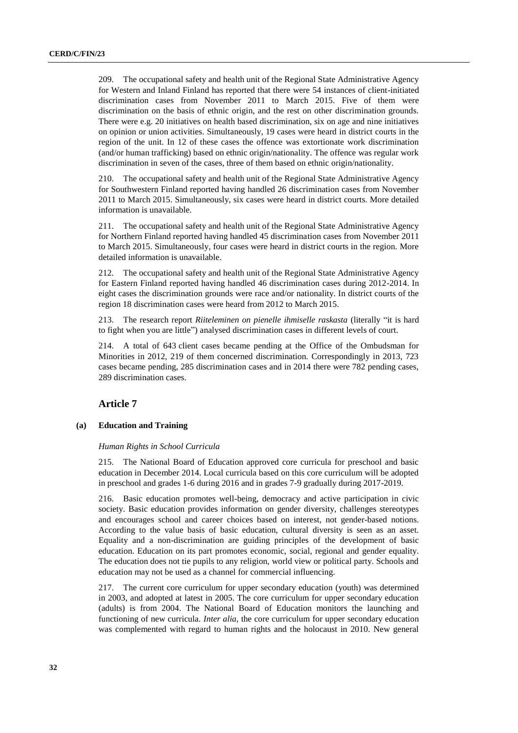209. The occupational safety and health unit of the Regional State Administrative Agency for Western and Inland Finland has reported that there were 54 instances of client-initiated discrimination cases from November 2011 to March 2015. Five of them were discrimination on the basis of ethnic origin, and the rest on other discrimination grounds. There were e.g. 20 initiatives on health based discrimination, six on age and nine initiatives on opinion or union activities. Simultaneously, 19 cases were heard in district courts in the region of the unit. In 12 of these cases the offence was extortionate work discrimination (and/or human trafficking) based on ethnic origin/nationality. The offence was regular work discrimination in seven of the cases, three of them based on ethnic origin/nationality.

210. The occupational safety and health unit of the Regional State Administrative Agency for Southwestern Finland reported having handled 26 discrimination cases from November 2011 to March 2015. Simultaneously, six cases were heard in district courts. More detailed information is unavailable.

211. The occupational safety and health unit of the Regional State Administrative Agency for Northern Finland reported having handled 45 discrimination cases from November 2011 to March 2015. Simultaneously, four cases were heard in district courts in the region. More detailed information is unavailable.

212. The occupational safety and health unit of the Regional State Administrative Agency for Eastern Finland reported having handled 46 discrimination cases during 2012-2014. In eight cases the discrimination grounds were race and/or nationality. In district courts of the region 18 discrimination cases were heard from 2012 to March 2015.

213. The research report *Riiteleminen on pienelle ihmiselle raskasta* (literally "it is hard to fight when you are little") analysed discrimination cases in different levels of court.

214. A total of 643 client cases became pending at the Office of the Ombudsman for Minorities in 2012, 219 of them concerned discrimination. Correspondingly in 2013, 723 cases became pending, 285 discrimination cases and in 2014 there were 782 pending cases, 289 discrimination cases.

## Article 7

### (a) Education and Training

*Human Rights in School Curricula*

215. The National Board of Education approved core curricula for preschool and basic education in December 2014. Local curricula based on this core curriculum will be adopted in preschool and grades 1-6 during 2016 and in grades 7-9 gradually during 2017-2019.

216. Basic education promotes well-being, democracy and active participation in civic society. Basic education provides information on gender diversity, challenges stereotypes and encourages school and career choices based on interest, not gender-based notions. According to the value basis of basic education, cultural diversity is seen as an asset. Equality and a non-discrimination are guiding principles of the development of basic education. Education on its part promotes economic, social, regional and gender equality. The education does not tie pupils to any religion, world view or political party. Schools and education may not be used as a channel for commercial influencing.

217. The current core curriculum for upper secondary education (youth) was determined in 2003, and adopted at latest in 2005. The core curriculum for upper secondary education (adults) is from 2004. The National Board of Education monitors the launching and functioning of new curricula. *Inter alia*, the core curriculum for upper secondary education was complemented with regard to human rights and the holocaust in 2010. New general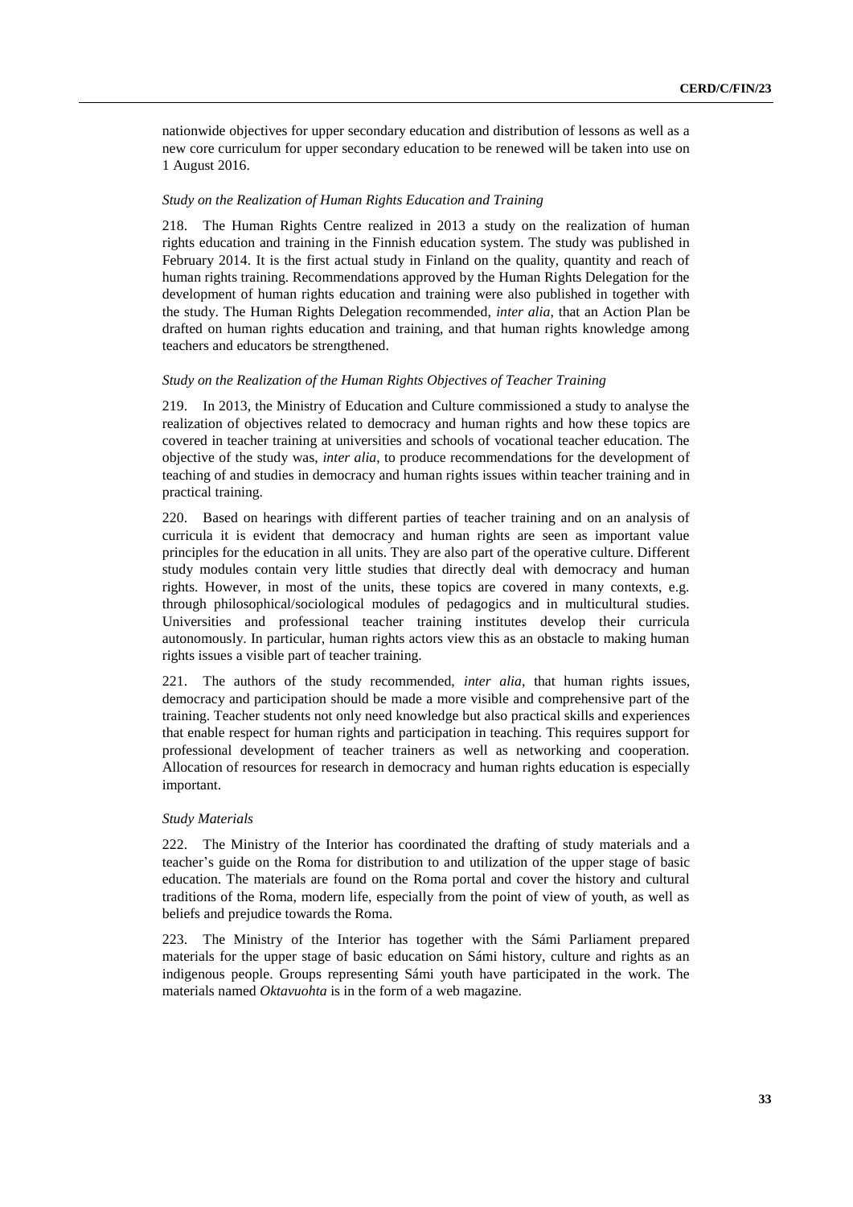nationwide objectives for upper secondary education and distribution of lessons as well as a new core curriculum for upper secondary education to be renewed will be taken into use on 1 August 2016.

*Study on the Realization of Human Rights Education and Training*

218. The Human Rights Centre realized in 2013 a study on the realization of human rights education and training in the Finnish education system. The study was published in February 2014. It is the first actual study in Finland on the quality, quantity and reach of human rights training. Recommendations approved by the Human Rights Delegation for the development of human rights education and training were also published in together with the study. The Human Rights Delegation recommended, *inter alia*, that an Action Plan be drafted on human rights education and training, and that human rights knowledge among teachers and educators be strengthened.

*Study on the Realization of the Human Rights Objectives of Teacher Training*

219. In 2013, the Ministry of Education and Culture commissioned a study to analyse the realization of objectives related to democracy and human rights and how these topics are covered in teacher training at universities and schools of vocational teacher education. The objective of the study was, *inter alia*, to produce recommendations for the development of teaching of and studies in democracy and human rights issues within teacher training and in practical training.

220. Based on hearings with different parties of teacher training and on an analysis of curricula it is evident that democracy and human rights are seen as important value principles for the education in all units. They are also part of the operative culture. Different study modules contain very little studies that directly deal with democracy and human rights. However, in most of the units, these topics are covered in many contexts, e.g. through philosophical/sociological modules of pedagogics and in multicultural studies. Universities and professional teacher training institutes develop their curricula autonomously. In particular, human rights actors view this as an obstacle to making human rights issues a visible part of teacher training.

221. The authors of the study recommended, *inter alia*, that human rights issues, democracy and participation should be made a more visible and comprehensive part of the training. Teacher students not only need knowledge but also practical skills and experiences that enable respect for human rights and participation in teaching. This requires support for professional development of teacher trainers as well as networking and cooperation. Allocation of resources for research in democracy and human rights education is especially important.

*Study Materials*

222. The Ministry of the Interior has coordinated the drafting of study materials and a teacher's guide on the Roma for distribution to and utilization of the upper stage of basic education. The materials are found on the Roma portal and cover the history and cultural traditions of the Roma, modern life, especially from the point of view of youth, as well as beliefs and prejudice towards the Roma.

223. The Ministry of the Interior has together with the Sámi Parliament prepared materials for the upper stage of basic education on Sámi history, culture and rights as an indigenous people. Groups representing Sámi youth have participated in the work. The materials named *Oktavuohta* is in the form of a web magazine.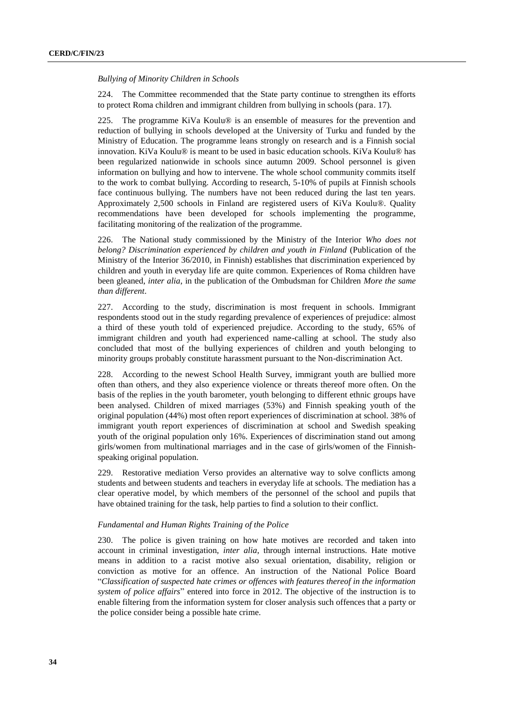*Bullying of Minority Children in Schools*

224. The Committee recommended that the State party continue to strengthen its efforts to protect Roma children and immigrant children from bullying in schools (para. 17).

225. The programme KiVa Koulu® is an ensemble of measures for the prevention and reduction of bullying in schools developed at the University of Turku and funded by the Ministry of Education. The programme leans strongly on research and is a Finnish social innovation. KiVa Koulu® is meant to be used in basic education schools. KiVa Koulu® has been regularized nationwide in schools since autumn 2009. School personnel is given information on bullying and how to intervene. The whole school community commits itself to the work to combat bullying. According to research, 5-10% of pupils at Finnish schools face continuous bullying. The numbers have not been reduced during the last ten years. Approximately 2,500 schools in Finland are registered users of KiVa Koulu®. Quality recommendations have been developed for schools implementing the programme, facilitating monitoring of the realization of the programme.

226. The National study commissioned by the Ministry of the Interior *Who does not belong? Discrimination experienced by children and youth in Finland* (Publication of the Ministry of the Interior 36/2010, in Finnish) establishes that discrimination experienced by children and youth in everyday life are quite common. Experiences of Roma children have been gleaned, *inter alia*, in the publication of the Ombudsman for Children *More the same than different*.

227. According to the study, discrimination is most frequent in schools. Immigrant respondents stood out in the study regarding prevalence of experiences of prejudice: almost a third of these youth told of experienced prejudice. According to the study, 65% of immigrant children and youth had experienced name-calling at school. The study also concluded that most of the bullying experiences of children and youth belonging to minority groups probably constitute harassment pursuant to the Non-discrimination Act.

228. According to the newest School Health Survey, immigrant youth are bullied more often than others, and they also experience violence or threats thereof more often. On the basis of the replies in the youth barometer, youth belonging to different ethnic groups have been analysed. Children of mixed marriages (53%) and Finnish speaking youth of the original population (44%) most often report experiences of discrimination at school. 38% of immigrant youth report experiences of discrimination at school and Swedish speaking youth of the original population only 16%. Experiences of discrimination stand out among girls/women from multinational marriages and in the case of girls/women of the Finnish-speaking original population.

229. Restorative mediation Verso provides an alternative way to solve conflicts among students and between students and teachers in everyday life at schools. The mediation has a clear operative model, by which members of the personnel of the school and pupils that have obtained training for the task, help parties to find a solution to their conflict.

*Fundamental and Human Rights Training of the Police*

230. The police is given training on how hate motives are recorded and taken into account in criminal investigation, *inter alia*, through internal instructions. Hate motive means in addition to a racist motive also sexual orientation, disability, religion or conviction as motive for an offence. An instruction of the National Police Board "*Classification of suspected hate crimes or offences with features thereof in the information system of police affairs*" entered into force in 2012. The objective of the instruction is to enable filtering from the information system for closer analysis such offences that a party or the police consider being a possible hate crime.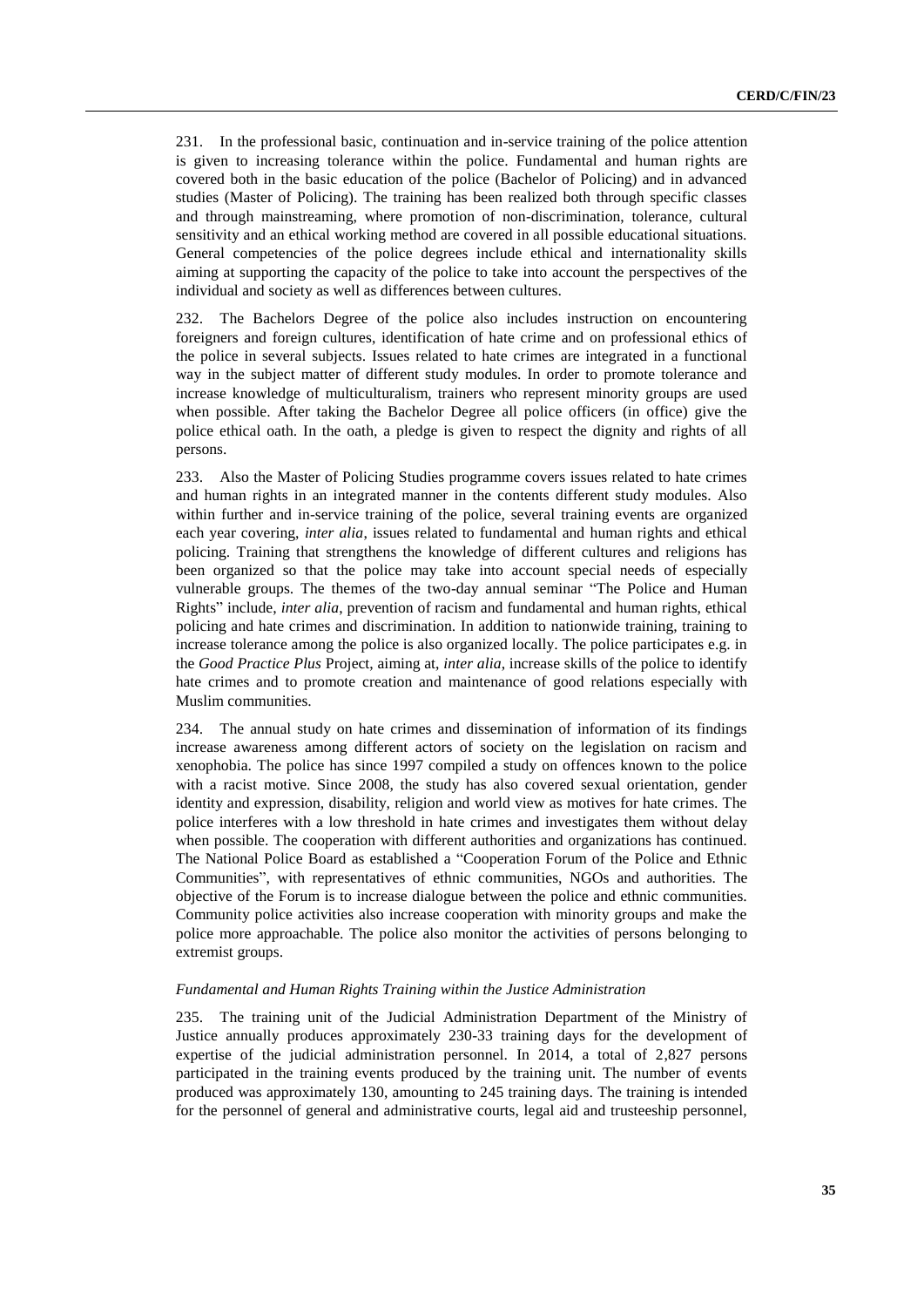231. In the professional basic, continuation and in-service training of the police attention is given to increasing tolerance within the police. Fundamental and human rights are covered both in the basic education of the police (Bachelor of Policing) and in advanced studies (Master of Policing). The training has been realized both through specific classes and through mainstreaming, where promotion of non-discrimination, tolerance, cultural sensitivity and an ethical working method are covered in all possible educational situations. General competencies of the police degrees include ethical and internationality skills aiming at supporting the capacity of the police to take into account the perspectives of the individual and society as well as differences between cultures.

232. The Bachelors Degree of the police also includes instruction on encountering foreigners and foreign cultures, identification of hate crime and on professional ethics of the police in several subjects. Issues related to hate crimes are integrated in a functional way in the subject matter of different study modules. In order to promote tolerance and increase knowledge of multiculturalism, trainers who represent minority groups are used when possible. After taking the Bachelor Degree all police officers (in office) give the police ethical oath. In the oath, a pledge is given to respect the dignity and rights of all persons.

233. Also the Master of Policing Studies programme covers issues related to hate crimes and human rights in an integrated manner in the contents different study modules. Also within further and in-service training of the police, several training events are organized each year covering, *inter alia*, issues related to fundamental and human rights and ethical policing. Training that strengthens the knowledge of different cultures and religions has been organized so that the police may take into account special needs of especially vulnerable groups. The themes of the two-day annual seminar "The Police and Human Rights" include, *inter alia*, prevention of racism and fundamental and human rights, ethical policing and hate crimes and discrimination. In addition to nationwide training, training to increase tolerance among the police is also organized locally. The police participates e.g. in the *Good Practice Plus* Project, aiming at, *inter alia*, increase skills of the police to identify hate crimes and to promote creation and maintenance of good relations especially with Muslim communities.

234. The annual study on hate crimes and dissemination of information of its findings increase awareness among different actors of society on the legislation on racism and xenophobia. The police has since 1997 compiled a study on offences known to the police with a racist motive. Since 2008, the study has also covered sexual orientation, gender identity and expression, disability, religion and world view as motives for hate crimes. The police interferes with a low threshold in hate crimes and investigates them without delay when possible. The cooperation with different authorities and organizations has continued. The National Police Board as established a "Cooperation Forum of the Police and Ethnic Communities", with representatives of ethnic communities, NGOs and authorities. The objective of the Forum is to increase dialogue between the police and ethnic communities. Community police activities also increase cooperation with minority groups and make the police more approachable. The police also monitor the activities of persons belonging to extremist groups.

*Fundamental and Human Rights Training within the Justice Administration*

235. The training unit of the Judicial Administration Department of the Ministry of Justice annually produces approximately 230-33 training days for the development of expertise of the judicial administration personnel. In 2014, a total of 2,827 persons participated in the training events produced by the training unit. The number of events produced was approximately 130, amounting to 245 training days. The training is intended for the personnel of general and administrative courts, legal aid and trusteeship personnel,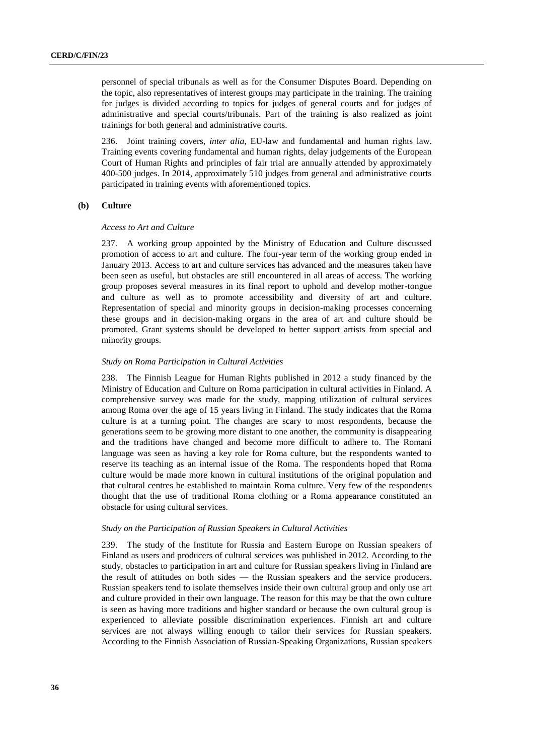personnel of special tribunals as well as for the Consumer Disputes Board. Depending on the topic, also representatives of interest groups may participate in the training. The training for judges is divided according to topics for judges of general courts and for judges of administrative and special courts/tribunals. Part of the training is also realized as joint trainings for both general and administrative courts.

236. Joint training covers, *inter alia*, EU-law and fundamental and human rights law. Training events covering fundamental and human rights, delay judgements of the European Court of Human Rights and principles of fair trial are annually attended by approximately 400-500 judges. In 2014, approximately 510 judges from general and administrative courts participated in training events with aforementioned topics.

### (b) Culture

*Access to Art and Culture*

237. A working group appointed by the Ministry of Education and Culture discussed promotion of access to art and culture. The four-year term of the working group ended in January 2013. Access to art and culture services has advanced and the measures taken have been seen as useful, but obstacles are still encountered in all areas of access. The working group proposes several measures in its final report to uphold and develop mother-tongue and culture as well as to promote accessibility and diversity of art and culture. Representation of special and minority groups in decision-making processes concerning these groups and in decision-making organs in the area of art and culture should be promoted. Grant systems should be developed to better support artists from special and minority groups.

*Study on Roma Participation in Cultural Activities*

238. The Finnish League for Human Rights published in 2012 a study financed by the Ministry of Education and Culture on Roma participation in cultural activities in Finland. A comprehensive survey was made for the study, mapping utilization of cultural services among Roma over the age of 15 years living in Finland. The study indicates that the Roma culture is at a turning point. The changes are scary to most respondents, because the generations seem to be growing more distant to one another, the community is disappearing and the traditions have changed and become more difficult to adhere to. The Romani language was seen as having a key role for Roma culture, but the respondents wanted to reserve its teaching as an internal issue of the Roma. The respondents hoped that Roma culture would be made more known in cultural institutions of the original population and that cultural centres be established to maintain Roma culture. Very few of the respondents thought that the use of traditional Roma clothing or a Roma appearance constituted an obstacle for using cultural services.

*Study on the Participation of Russian Speakers in Cultural Activities*

239. The study of the Institute for Russia and Eastern Europe on Russian speakers of Finland as users and producers of cultural services was published in 2012. According to the study, obstacles to participation in art and culture for Russian speakers living in Finland are the result of attitudes on both sides — the Russian speakers and the service producers. Russian speakers tend to isolate themselves inside their own cultural group and only use art and culture provided in their own language. The reason for this may be that the own culture is seen as having more traditions and higher standard or because the own cultural group is experienced to alleviate possible discrimination experiences. Finnish art and culture services are not always willing enough to tailor their services for Russian speakers. According to the Finnish Association of Russian-Speaking Organizations, Russian speakers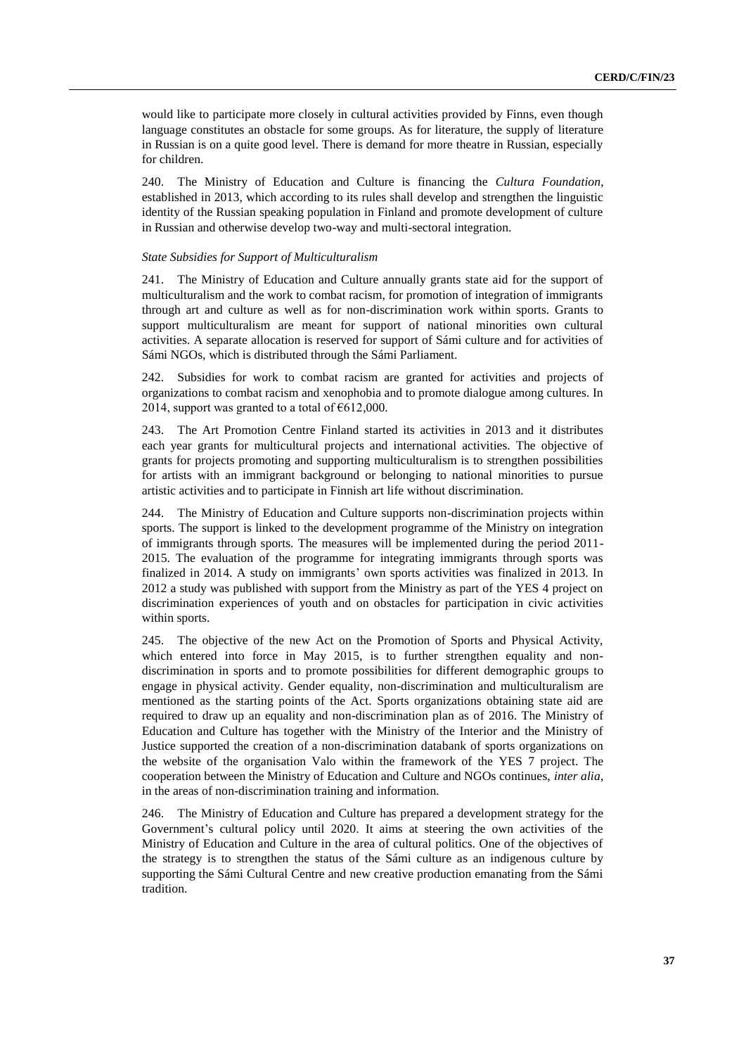would like to participate more closely in cultural activities provided by Finns, even though language constitutes an obstacle for some groups. As for literature, the supply of literature in Russian is on a quite good level. There is demand for more theatre in Russian, especially for children.

240. The Ministry of Education and Culture is financing the *Cultura Foundation*, established in 2013, which according to its rules shall develop and strengthen the linguistic identity of the Russian speaking population in Finland and promote development of culture in Russian and otherwise develop two-way and multi-sectoral integration.

*State Subsidies for Support of Multiculturalism*

241. The Ministry of Education and Culture annually grants state aid for the support of multiculturalism and the work to combat racism, for promotion of integration of immigrants through art and culture as well as for non-discrimination work within sports. Grants to support multiculturalism are meant for support of national minorities own cultural activities. A separate allocation is reserved for support of Sámi culture and for activities of Sámi NGOs, which is distributed through the Sámi Parliament.

242. Subsidies for work to combat racism are granted for activities and projects of organizations to combat racism and xenophobia and to promote dialogue among cultures. In 2014, support was granted to a total of €612,000.

243. The Art Promotion Centre Finland started its activities in 2013 and it distributes each year grants for multicultural projects and international activities. The objective of grants for projects promoting and supporting multiculturalism is to strengthen possibilities for artists with an immigrant background or belonging to national minorities to pursue artistic activities and to participate in Finnish art life without discrimination.

244. The Ministry of Education and Culture supports non-discrimination projects within sports. The support is linked to the development programme of the Ministry on integration of immigrants through sports. The measures will be implemented during the period 2011-2015. The evaluation of the programme for integrating immigrants through sports was finalized in 2014. A study on immigrants' own sports activities was finalized in 2013. In 2012 a study was published with support from the Ministry as part of the YES 4 project on discrimination experiences of youth and on obstacles for participation in civic activities within sports.

245. The objective of the new Act on the Promotion of Sports and Physical Activity, which entered into force in May 2015, is to further strengthen equality and non-discrimination in sports and to promote possibilities for different demographic groups to engage in physical activity. Gender equality, non-discrimination and multiculturalism are mentioned as the starting points of the Act. Sports organizations obtaining state aid are required to draw up an equality and non-discrimination plan as of 2016. The Ministry of Education and Culture has together with the Ministry of the Interior and the Ministry of Justice supported the creation of a non-discrimination databank of sports organizations on the website of the organisation Valo within the framework of the YES 7 project. The cooperation between the Ministry of Education and Culture and NGOs continues, *inter alia*, in the areas of non-discrimination training and information.

246. The Ministry of Education and Culture has prepared a development strategy for the Government's cultural policy until 2020. It aims at steering the own activities of the Ministry of Education and Culture in the area of cultural politics. One of the objectives of the strategy is to strengthen the status of the Sámi culture as an indigenous culture by supporting the Sámi Cultural Centre and new creative production emanating from the Sámi tradition.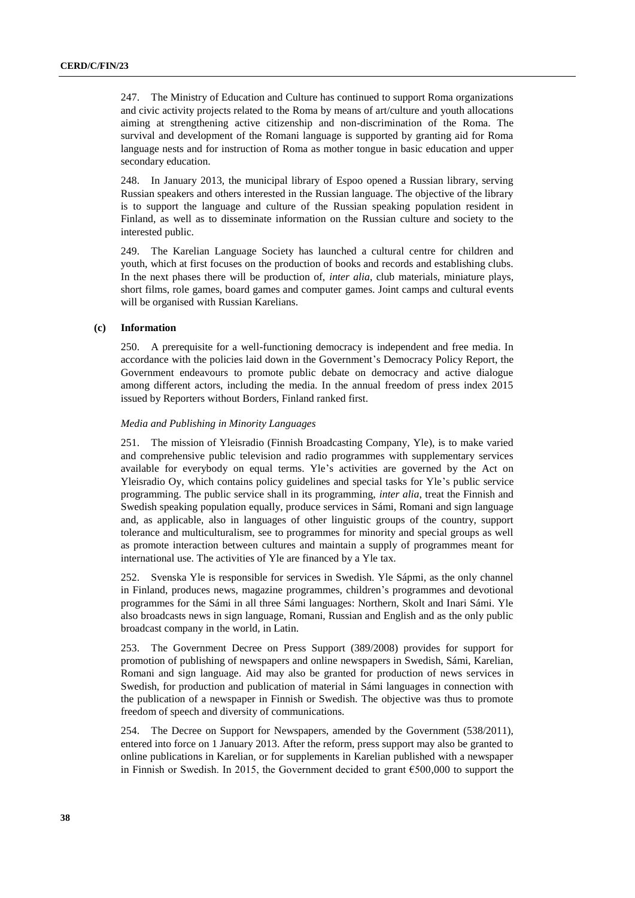247. The Ministry of Education and Culture has continued to support Roma organizations and civic activity projects related to the Roma by means of art/culture and youth allocations aiming at strengthening active citizenship and non-discrimination of the Roma. The survival and development of the Romani language is supported by granting aid for Roma language nests and for instruction of Roma as mother tongue in basic education and upper secondary education.

248. In January 2013, the municipal library of Espoo opened a Russian library, serving Russian speakers and others interested in the Russian language. The objective of the library is to support the language and culture of the Russian speaking population resident in Finland, as well as to disseminate information on the Russian culture and society to the interested public.

249. The Karelian Language Society has launched a cultural centre for children and youth, which at first focuses on the production of books and records and establishing clubs. In the next phases there will be production of, *inter alia*, club materials, miniature plays, short films, role games, board games and computer games. Joint camps and cultural events will be organised with Russian Karelians.

### (c) Information

250. A prerequisite for a well-functioning democracy is independent and free media. In accordance with the policies laid down in the Government's Democracy Policy Report, the Government endeavours to promote public debate on democracy and active dialogue among different actors, including the media. In the annual freedom of press index 2015 issued by Reporters without Borders, Finland ranked first.

#### *Media and Publishing in Minority Languages*

251. The mission of Yleisradio (Finnish Broadcasting Company, Yle), is to make varied and comprehensive public television and radio programmes with supplementary services available for everybody on equal terms. Yle's activities are governed by the Act on Yleisradio Oy, which contains policy guidelines and special tasks for Yle's public service programming. The public service shall in its programming, *inter alia*, treat the Finnish and Swedish speaking population equally, produce services in Sámi, Romani and sign language and, as applicable, also in languages of other linguistic groups of the country, support tolerance and multiculturalism, see to programmes for minority and special groups as well as promote interaction between cultures and maintain a supply of programmes meant for international use. The activities of Yle are financed by a Yle tax.

252. Svenska Yle is responsible for services in Swedish. Yle Sápmi, as the only channel in Finland, produces news, magazine programmes, children's programmes and devotional programmes for the Sámi in all three Sámi languages: Northern, Skolt and Inari Sámi. Yle also broadcasts news in sign language, Romani, Russian and English and as the only public broadcast company in the world, in Latin.

253. The Government Decree on Press Support (389/2008) provides for support for promotion of publishing of newspapers and online newspapers in Swedish, Sámi, Karelian, Romani and sign language. Aid may also be granted for production of news services in Swedish, for production and publication of material in Sámi languages in connection with the publication of a newspaper in Finnish or Swedish. The objective was thus to promote freedom of speech and diversity of communications.

254. The Decree on Support for Newspapers, amended by the Government (538/2011), entered into force on 1 January 2013. After the reform, press support may also be granted to online publications in Karelian, or for supplements in Karelian published with a newspaper in Finnish or Swedish. In 2015, the Government decided to grant €500,000 to support the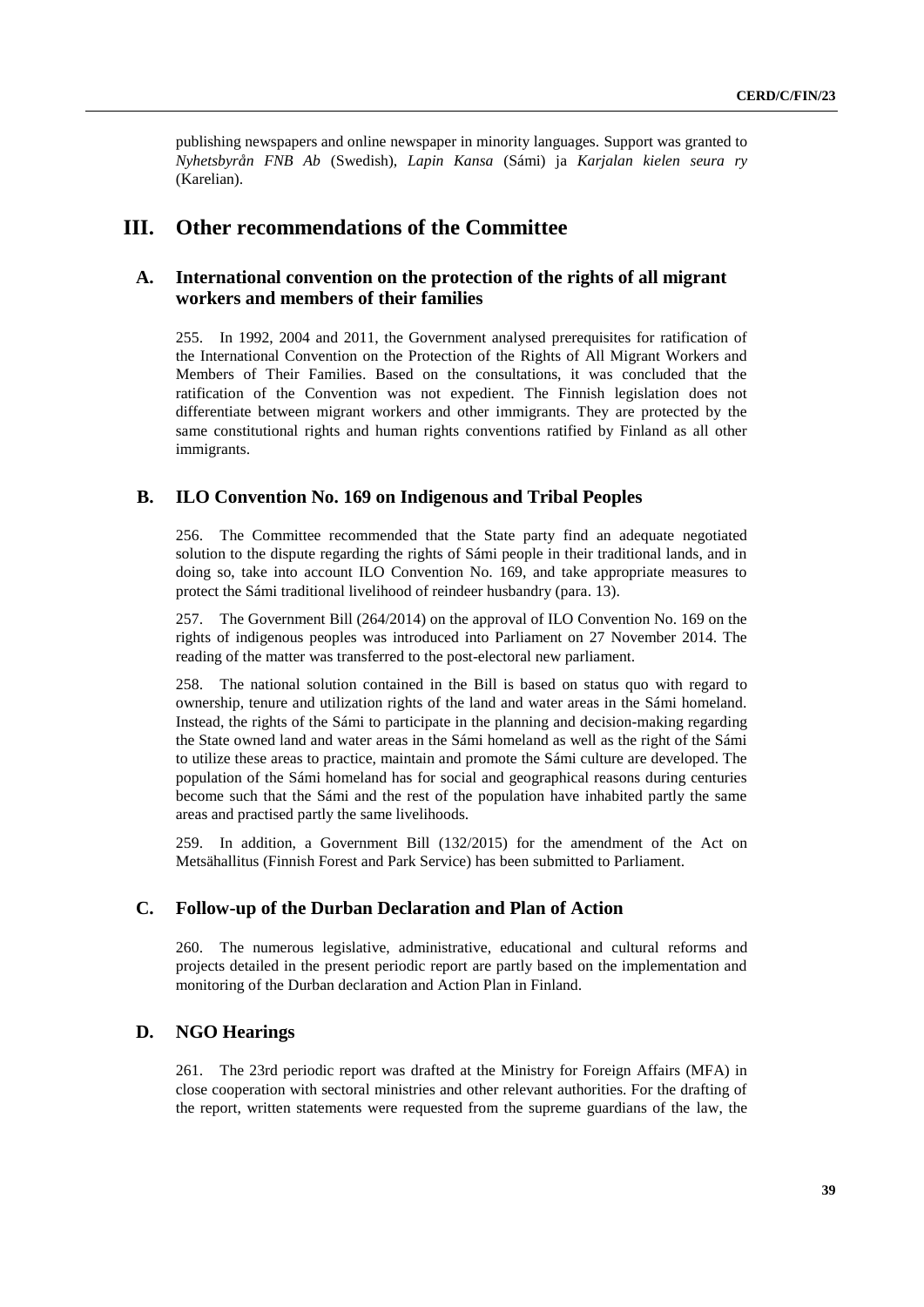publishing newspapers and online newspaper in minority languages. Support was granted to *Nyhetsbyrån FNB Ab* (Swedish), *Lapin Kansa* (Sámi) ja *Karjalan kielen seura ry* (Karelian).

# III. Other recommendations of the Committee

## A. International convention on the protection of the rights of all migrant workers and members of their families

255. In 1992, 2004 and 2011, the Government analysed prerequisites for ratification of the International Convention on the Protection of the Rights of All Migrant Workers and Members of Their Families. Based on the consultations, it was concluded that the ratification of the Convention was not expedient. The Finnish legislation does not differentiate between migrant workers and other immigrants. They are protected by the same constitutional rights and human rights conventions ratified by Finland as all other immigrants.

## B. ILO Convention No. 169 on Indigenous and Tribal Peoples

256. The Committee recommended that the State party find an adequate negotiated solution to the dispute regarding the rights of Sámi people in their traditional lands, and in doing so, take into account ILO Convention No. 169, and take appropriate measures to protect the Sámi traditional livelihood of reindeer husbandry (para. 13).

257. The Government Bill (264/2014) on the approval of ILO Convention No. 169 on the rights of indigenous peoples was introduced into Parliament on 27 November 2014. The reading of the matter was transferred to the post-electoral new parliament.

258. The national solution contained in the Bill is based on status quo with regard to ownership, tenure and utilization rights of the land and water areas in the Sámi homeland. Instead, the rights of the Sámi to participate in the planning and decision-making regarding the State owned land and water areas in the Sámi homeland as well as the right of the Sámi to utilize these areas to practice, maintain and promote the Sámi culture are developed. The population of the Sámi homeland has for social and geographical reasons during centuries become such that the Sámi and the rest of the population have inhabited partly the same areas and practised partly the same livelihoods.

259. In addition, a Government Bill (132/2015) for the amendment of the Act on Metsähallitus (Finnish Forest and Park Service) has been submitted to Parliament.

## C. Follow-up of the Durban Declaration and Plan of Action

260. The numerous legislative, administrative, educational and cultural reforms and projects detailed in the present periodic report are partly based on the implementation and monitoring of the Durban declaration and Action Plan in Finland.

## D. NGO Hearings

261. The 23rd periodic report was drafted at the Ministry for Foreign Affairs (MFA) in close cooperation with sectoral ministries and other relevant authorities. For the drafting of the report, written statements were requested from the supreme guardians of the law, the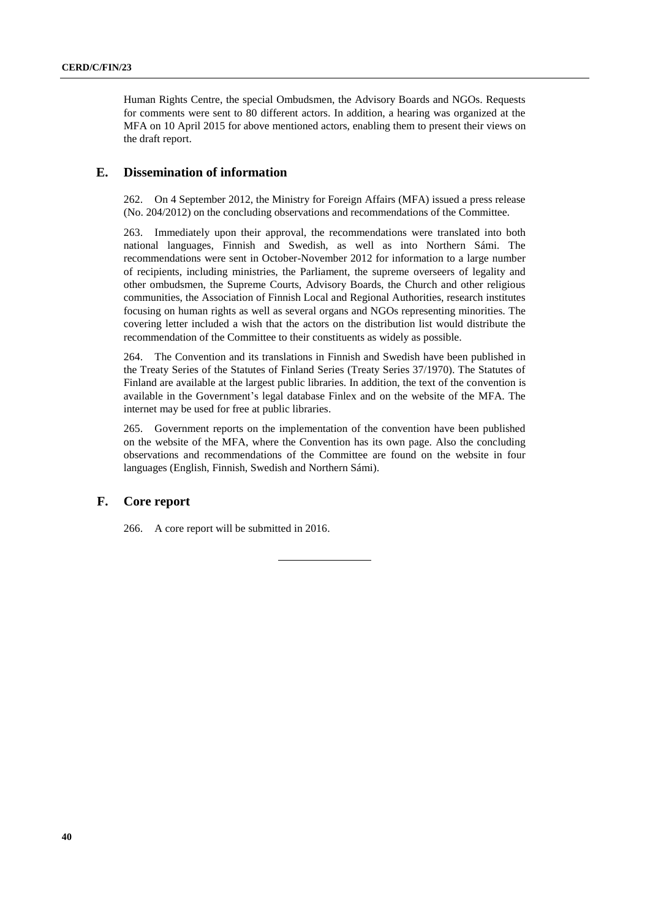Human Rights Centre, the special Ombudsmen, the Advisory Boards and NGOs. Requests for comments were sent to 80 different actors. In addition, a hearing was organized at the MFA on 10 April 2015 for above mentioned actors, enabling them to present their views on the draft report.

## E. Dissemination of information

262. On 4 September 2012, the Ministry for Foreign Affairs (MFA) issued a press release (No. 204/2012) on the concluding observations and recommendations of the Committee.

263. Immediately upon their approval, the recommendations were translated into both national languages, Finnish and Swedish, as well as into Northern Sámi. The recommendations were sent in October-November 2012 for information to a large number of recipients, including ministries, the Parliament, the supreme overseers of legality and other ombudsmen, the Supreme Courts, Advisory Boards, the Church and other religious communities, the Association of Finnish Local and Regional Authorities, research institutes focusing on human rights as well as several organs and NGOs representing minorities. The covering letter included a wish that the actors on the distribution list would distribute the recommendation of the Committee to their constituents as widely as possible.

264. The Convention and its translations in Finnish and Swedish have been published in the Treaty Series of the Statutes of Finland Series (Treaty Series 37/1970). The Statutes of Finland are available at the largest public libraries. In addition, the text of the convention is available in the Government's legal database Finlex and on the website of the MFA. The internet may be used for free at public libraries.

265. Government reports on the implementation of the convention have been published on the website of the MFA, where the Convention has its own page. Also the concluding observations and recommendations of the Committee are found on the website in four languages (English, Finnish, Swedish and Northern Sámi).

## F. Core report

266. A core report will be submitted in 2016.